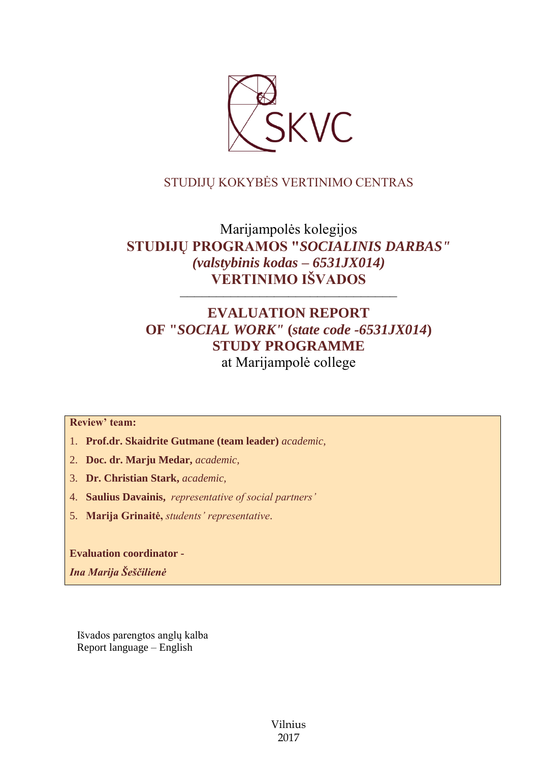SKVC

STUDIJŲ KOKYBĖS VERTINIMO CENTRAS

Marijampolės kolegijos

# STUDIJŲ PROGRAMOS "*SOCIALINIS DARBAS*" *(valstybinis kodas – 6531JX014)* VERTINIMO IŠVADOS

---

# EVALUATION REPORT OF "*SOCIAL WORK*" (*state code -6531JX014*) STUDY PROGRAMME

at Marijampolė college

**Review' team:**

1. **Prof.dr. Skaidrite Gutmane (team leader)** *academic,*
2. **Doc. dr. Marju Medar,** *academic,*
3. **Dr. Christian Stark,** *academic,*
4. **Saulius Davainis,** *representative of social partners'*
5. **Marija Grinaitė,** *students' representative*.

**Evaluation coordinator -**

***Ina Marija Šeščilienė***

Išvados parengtos anglų kalba
Report language – English

Vilnius
2017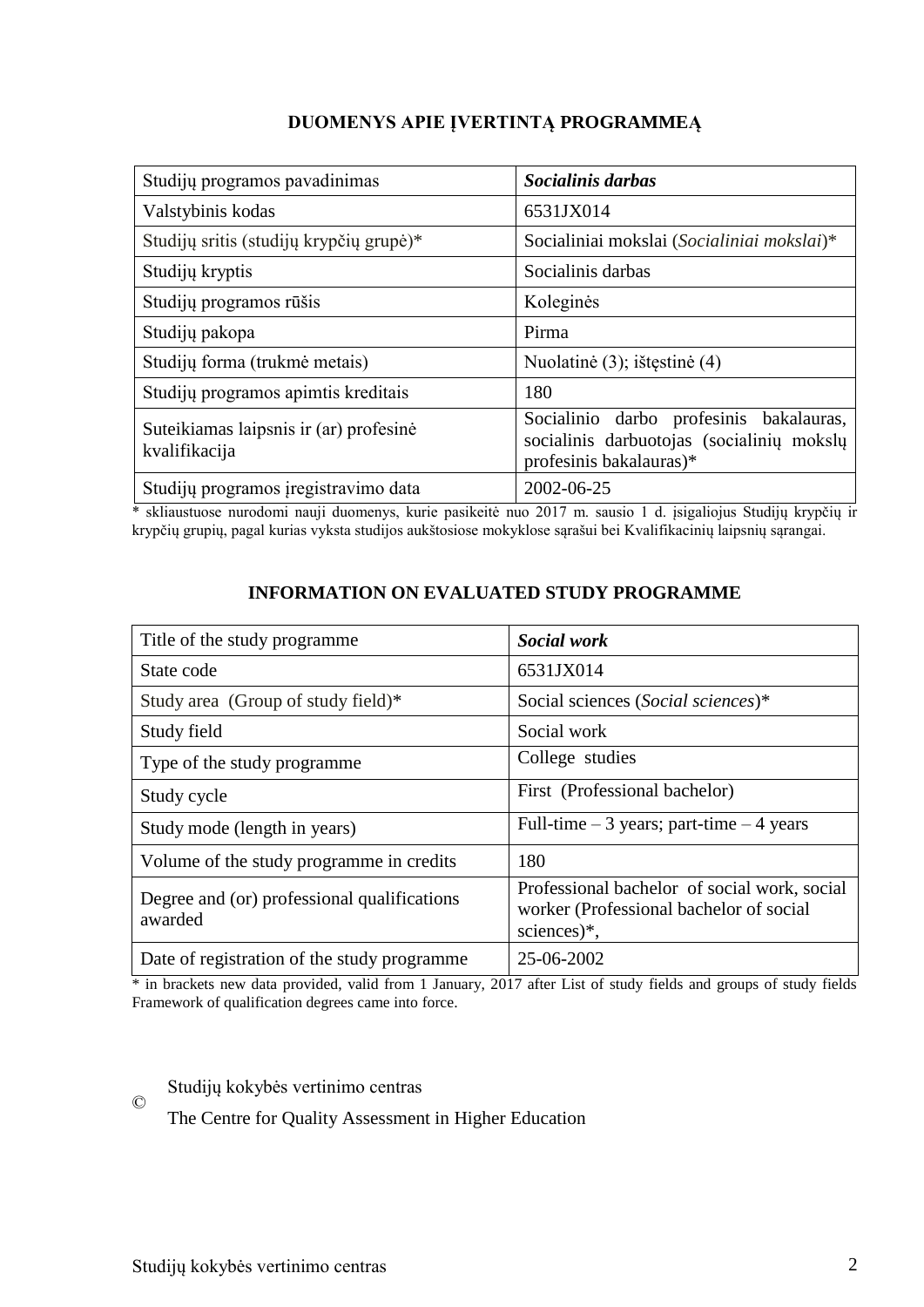## DUOMENYS APIE ĮVERTINTĄ PROGRAMMEĄ

| | |
|---|---|
| Studijų programos pavadinimas | ***Socialinis darbas*** |
| Valstybinis kodas | 6531JX014 |
| Studijų sritis (studijų krypčių grupė)* | Socialiniai mokslai (*Socialiniai mokslai*)* |
| Studijų kryptis | Socialinis darbas |
| Studijų programos rūšis | Koleginės |
| Studijų pakopa | Pirma |
| Studijų forma (trukmė metais) | Nuolatinė (3); ištęstinė (4) |
| Studijų programos apimtis kreditais | 180 |
| Suteikiamas laipsnis ir (ar) profesinė kvalifikacija | Socialinio darbo profesinis bakalauras, socialinis darbuotojas (socialinių mokslų profesinis bakalauras)* |
| Studijų programos įregistravimo data | 2002-06-25 |

\* skliaustuose nurodomi nauji duomenys, kurie pasikeitė nuo 2017 m. sausio 1 d. įsigaliojus Studijų krypčių ir krypčių grupių, pagal kurias vyksta studijos aukštosiose mokyklose sąrašui bei Kvalifikacinių laipsnių sąrangai.

## INFORMATION ON EVALUATED STUDY PROGRAMME

| | |
|---|---|
| Title of the study programme | ***Social work*** |
| State code | 6531JX014 |
| Study area (Group of study field)* | Social sciences (*Social sciences*)* |
| Study field | Social work |
| Type of the study programme | College studies |
| Study cycle | First (Professional bachelor) |
| Study mode (length in years) | Full-time – 3 years; part-time – 4 years |
| Volume of the study programme in credits | 180 |
| Degree and (or) professional qualifications awarded | Professional bachelor of social work, social worker (Professional bachelor of social sciences)*, |
| Date of registration of the study programme | 25-06-2002 |

\* in brackets new data provided, valid from 1 January, 2017 after List of study fields and groups of study fields Framework of qualification degrees came into force.

© Studijų kokybės vertinimo centras

The Centre for Quality Assessment in Higher Education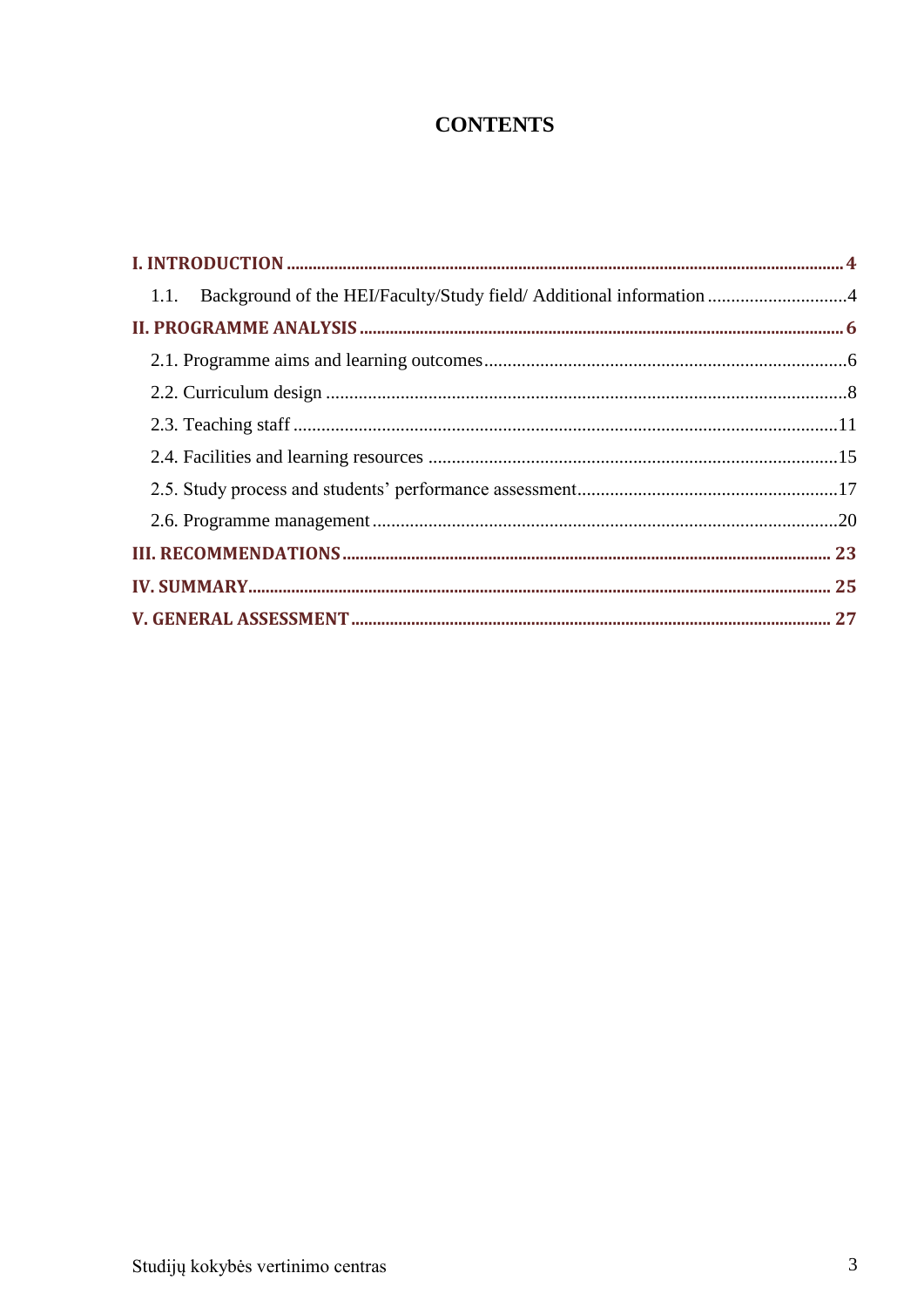# CONTENTS

I. INTRODUCTION ............................................................................................................................. 4

1.1. Background of the HEI/Faculty/Study field/ Additional information ..............................4

II. PROGRAMME ANALYSIS ............................................................................................................ 6

2.1. Programme aims and learning outcomes.............................................................................6

2.2. Curriculum design ...............................................................................................................8

2.3. Teaching staff ....................................................................................................................11

2.4. Facilities and learning resources .......................................................................................15

2.5. Study process and students' performance assessment........................................................17

2.6. Programme management ....................................................................................................20

III. RECOMMENDATIONS ............................................................................................................... 23

IV. SUMMARY.................................................................................................................................... 25

V. GENERAL ASSESSMENT ............................................................................................................ 27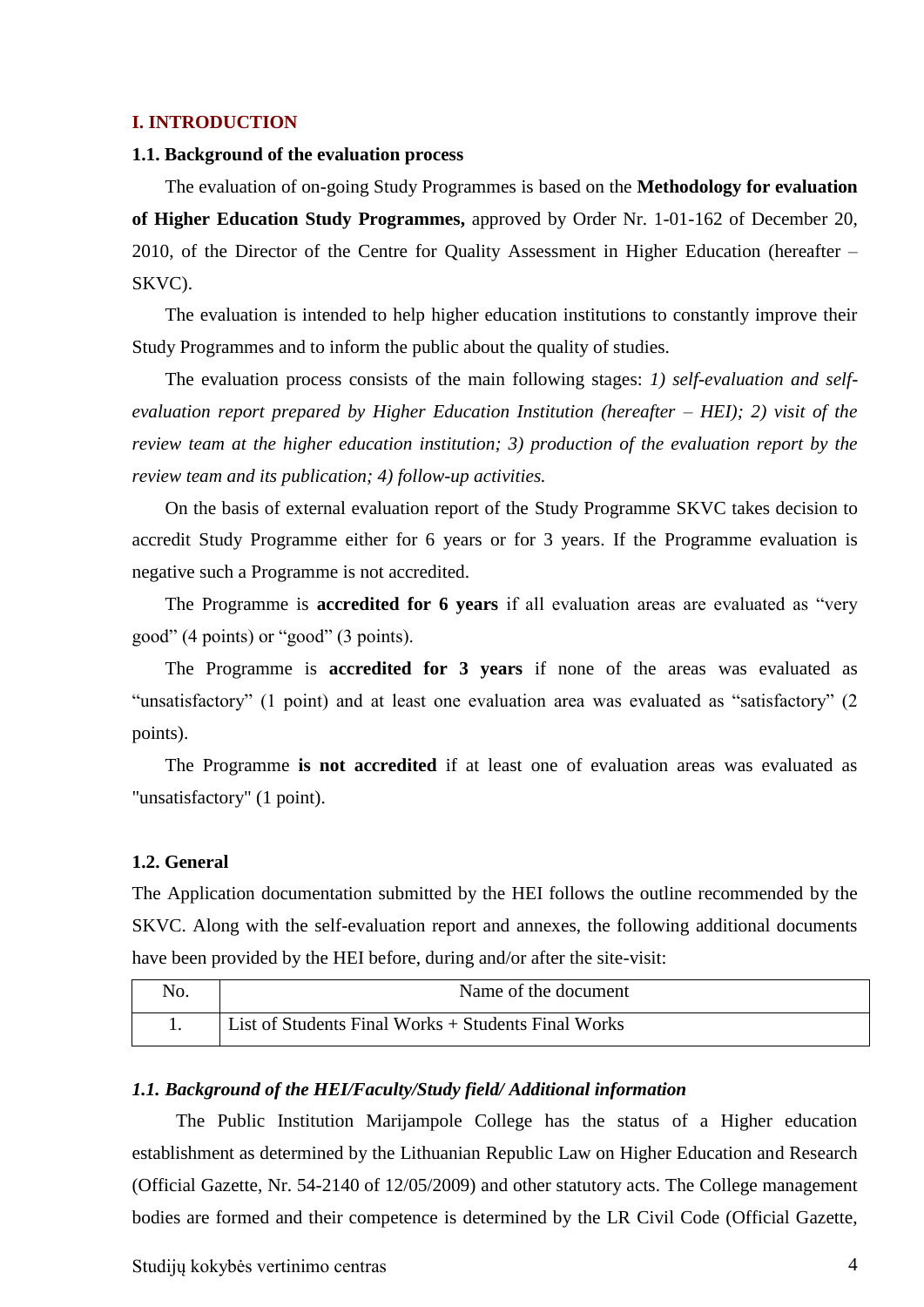# I. INTRODUCTION

## 1.1. Background of the evaluation process

The evaluation of on-going Study Programmes is based on the **Methodology for evaluation of Higher Education Study Programmes,** approved by Order Nr. 1-01-162 of December 20, 2010, of the Director of the Centre for Quality Assessment in Higher Education (hereafter – SKVC).

The evaluation is intended to help higher education institutions to constantly improve their Study Programmes and to inform the public about the quality of studies.

The evaluation process consists of the main following stages: *1) self-evaluation and self-evaluation report prepared by Higher Education Institution (hereafter – HEI); 2) visit of the review team at the higher education institution; 3) production of the evaluation report by the review team and its publication; 4) follow-up activities.*

On the basis of external evaluation report of the Study Programme SKVC takes decision to accredit Study Programme either for 6 years or for 3 years. If the Programme evaluation is negative such a Programme is not accredited.

The Programme is **accredited for 6 years** if all evaluation areas are evaluated as "very good" (4 points) or "good" (3 points).

The Programme is **accredited for 3 years** if none of the areas was evaluated as "unsatisfactory" (1 point) and at least one evaluation area was evaluated as "satisfactory" (2 points).

The Programme **is not accredited** if at least one of evaluation areas was evaluated as "unsatisfactory" (1 point).

## 1.2. General

The Application documentation submitted by the HEI follows the outline recommended by the SKVC. Along with the self-evaluation report and annexes, the following additional documents have been provided by the HEI before, during and/or after the site-visit:

| No. | Name of the document |
|---|---|
| 1. | List of Students Final Works + Students Final Works |

### *1.1. Background of the HEI/Faculty/Study field/ Additional information*

The Public Institution Marijampole College has the status of a Higher education establishment as determined by the Lithuanian Republic Law on Higher Education and Research (Official Gazette, Nr. 54-2140 of 12/05/2009) and other statutory acts. The College management bodies are formed and their competence is determined by the LR Civil Code (Official Gazette,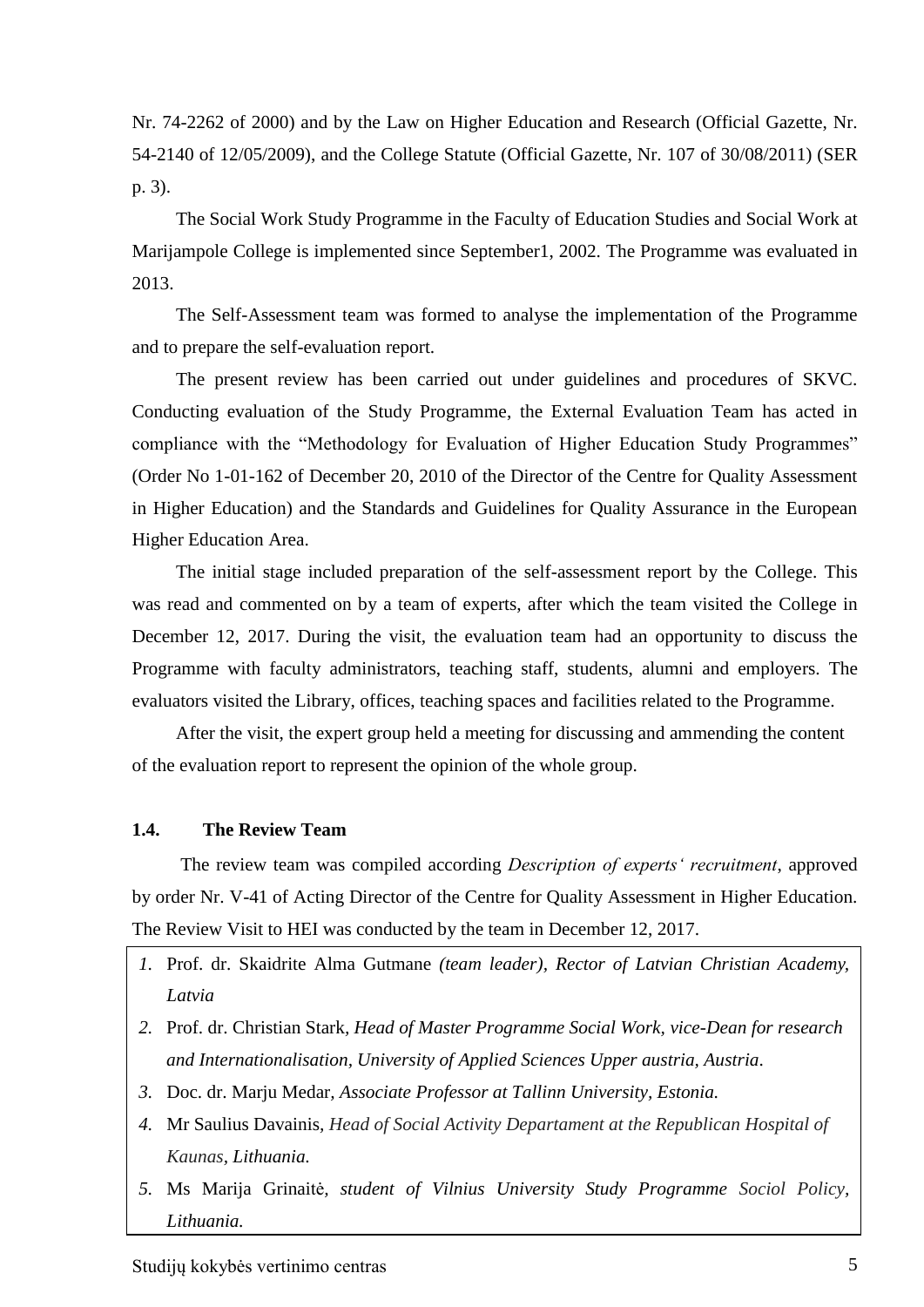Nr. 74-2262 of 2000) and by the Law on Higher Education and Research (Official Gazette, Nr. 54-2140 of 12/05/2009), and the College Statute (Official Gazette, Nr. 107 of 30/08/2011) (SER p. 3).

The Social Work Study Programme in the Faculty of Education Studies and Social Work at Marijampole College is implemented since September1, 2002. The Programme was evaluated in 2013.

The Self-Assessment team was formed to analyse the implementation of the Programme and to prepare the self-evaluation report.

The present review has been carried out under guidelines and procedures of SKVC. Conducting evaluation of the Study Programme, the External Evaluation Team has acted in compliance with the "Methodology for Evaluation of Higher Education Study Programmes" (Order No 1-01-162 of December 20, 2010 of the Director of the Centre for Quality Assessment in Higher Education) and the Standards and Guidelines for Quality Assurance in the European Higher Education Area.

The initial stage included preparation of the self-assessment report by the College. This was read and commented on by a team of experts, after which the team visited the College in December 12, 2017. During the visit, the evaluation team had an opportunity to discuss the Programme with faculty administrators, teaching staff, students, alumni and employers. The evaluators visited the Library, offices, teaching spaces and facilities related to the Programme.

After the visit, the expert group held a meeting for discussing and ammending the content of the evaluation report to represent the opinion of the whole group.

### 1.4. The Review Team

The review team was compiled according *Description of experts' recruitment*, approved by order Nr. V-41 of Acting Director of the Centre for Quality Assessment in Higher Education. The Review Visit to HEI was conducted by the team in December 12, 2017.

1. Prof. dr. Skaidrite Alma Gutmane *(team leader), Rector of Latvian Christian Academy, Latvia*
2. Prof. dr. Christian Stark, *Head of Master Programme Social Work, vice-Dean for research and Internationalisation, University of Applied Sciences Upper austria, Austria.*
3. Doc. dr. Marju Medar, *Associate Professor at Tallinn University, Estonia.*
4. Mr Saulius Davainis, *Head of Social Activity Departament at the Republican Hospital of Kaunas, Lithuania.*
5. Ms Marija Grinaitė, *student of Vilnius University Study Programme Sociol Policy, Lithuania.*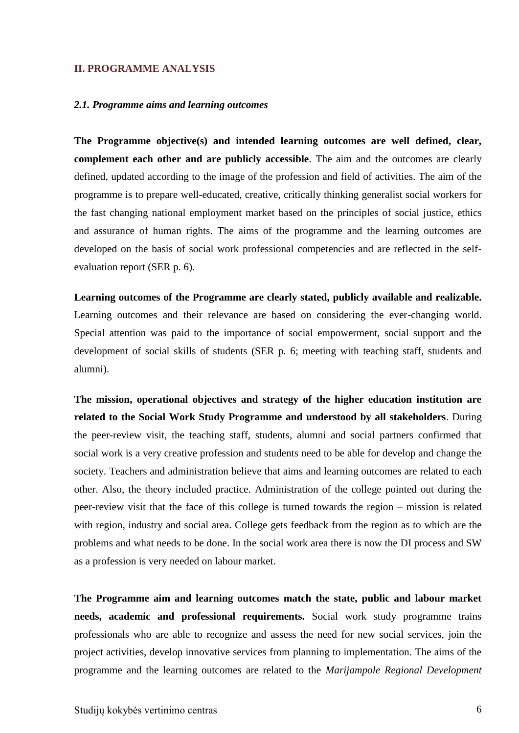## II. PROGRAMME ANALYSIS

### *2.1. Programme aims and learning outcomes*

**The Programme objective(s) and intended learning outcomes are well defined, clear, complement each other and are publicly accessible**. The aim and the outcomes are clearly defined, updated according to the image of the profession and field of activities. The aim of the programme is to prepare well-educated, creative, critically thinking generalist social workers for the fast changing national employment market based on the principles of social justice, ethics and assurance of human rights. The aims of the programme and the learning outcomes are developed on the basis of social work professional competencies and are reflected in the self-evaluation report (SER p. 6).

**Learning outcomes of the Programme are clearly stated, publicly available and realizable.** Learning outcomes and their relevance are based on considering the ever-changing world. Special attention was paid to the importance of social empowerment, social support and the development of social skills of students (SER p. 6; meeting with teaching staff, students and alumni).

**The mission, operational objectives and strategy of the higher education institution are related to the Social Work Study Programme and understood by all stakeholders**. During the peer-review visit, the teaching staff, students, alumni and social partners confirmed that social work is a very creative profession and students need to be able for develop and change the society. Teachers and administration believe that aims and learning outcomes are related to each other. Also, the theory included practice. Administration of the college pointed out during the peer-review visit that the face of this college is turned towards the region – mission is related with region, industry and social area. College gets feedback from the region as to which are the problems and what needs to be done. In the social work area there is now the DI process and SW as a profession is very needed on labour market.

**The Programme aim and learning outcomes match the state, public and labour market needs, academic and professional requirements.** Social work study programme trains professionals who are able to recognize and assess the need for new social services, join the project activities, develop innovative services from planning to implementation. The aims of the programme and the learning outcomes are related to the *Marijampole Regional Development*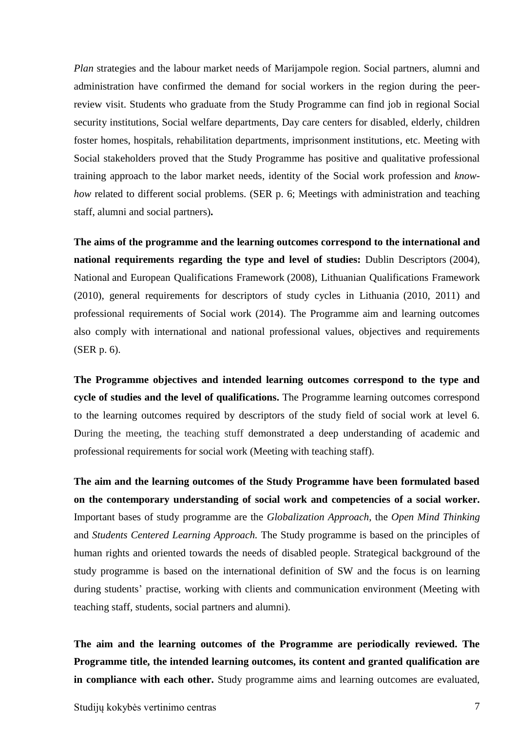*Plan* strategies and the labour market needs of Marijampole region. Social partners, alumni and administration have confirmed the demand for social workers in the region during the peer-review visit. Students who graduate from the Study Programme can find job in regional Social security institutions, Social welfare departments, Day care centers for disabled, elderly, children foster homes, hospitals, rehabilitation departments, imprisonment institutions, etc. Meeting with Social stakeholders proved that the Study Programme has positive and qualitative professional training approach to the labor market needs, identity of the Social work profession and *know-how* related to different social problems. (SER p. 6; Meetings with administration and teaching staff, alumni and social partners)**.**

**The aims of the programme and the learning outcomes correspond to the international and national requirements regarding the type and level of studies:** Dublin Descriptors (2004), National and European Qualifications Framework (2008), Lithuanian Qualifications Framework (2010), general requirements for descriptors of study cycles in Lithuania (2010, 2011) and professional requirements of Social work (2014). The Programme aim and learning outcomes also comply with international and national professional values, objectives and requirements (SER p. 6).

**The Programme objectives and intended learning outcomes correspond to the type and cycle of studies and the level of qualifications.** The Programme learning outcomes correspond to the learning outcomes required by descriptors of the study field of social work at level 6. During the meeting, the teaching stuff demonstrated a deep understanding of academic and professional requirements for social work (Meeting with teaching staff).

**The aim and the learning outcomes of the Study Programme have been formulated based on the contemporary understanding of social work and competencies of a social worker.** Important bases of study programme are the *Globalization Approach*, the *Open Mind Thinking* and *Students Centered Learning Approach.* The Study programme is based on the principles of human rights and oriented towards the needs of disabled people. Strategical background of the study programme is based on the international definition of SW and the focus is on learning during students' practise, working with clients and communication environment (Meeting with teaching staff, students, social partners and alumni).

**The aim and the learning outcomes of the Programme are periodically reviewed. The Programme title, the intended learning outcomes, its content and granted qualification are in compliance with each other.** Study programme aims and learning outcomes are evaluated,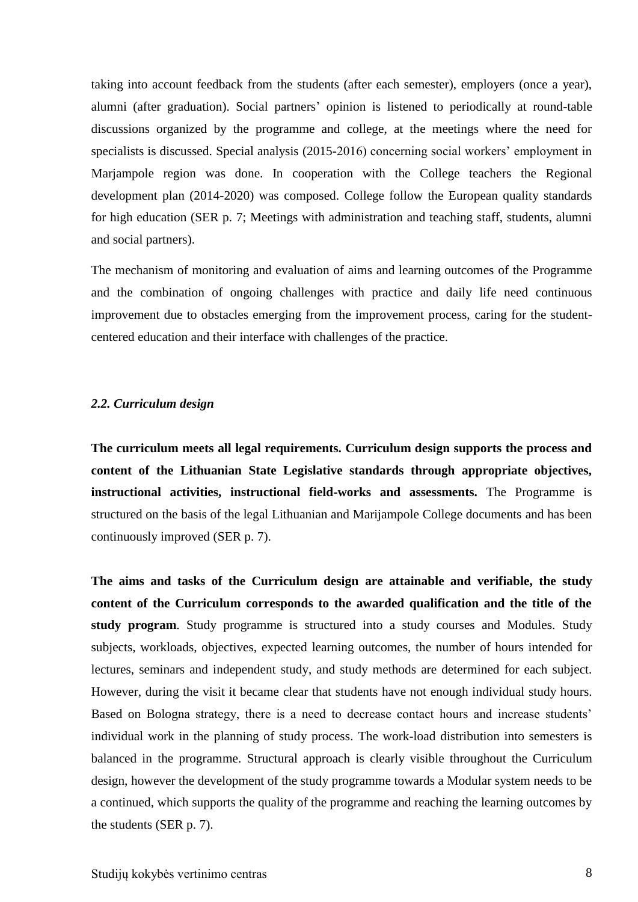taking into account feedback from the students (after each semester), employers (once a year), alumni (after graduation). Social partners' opinion is listened to periodically at round-table discussions organized by the programme and college, at the meetings where the need for specialists is discussed. Special analysis (2015-2016) concerning social workers' employment in Marjampole region was done. In cooperation with the College teachers the Regional development plan (2014-2020) was composed. College follow the European quality standards for high education (SER p. 7; Meetings with administration and teaching staff, students, alumni and social partners).

The mechanism of monitoring and evaluation of aims and learning outcomes of the Programme and the combination of ongoing challenges with practice and daily life need continuous improvement due to obstacles emerging from the improvement process, caring for the student-centered education and their interface with challenges of the practice.

### *2.2. Curriculum design*

**The curriculum meets all legal requirements. Curriculum design supports the process and content of the Lithuanian State Legislative standards through appropriate objectives, instructional activities, instructional field-works and assessments.** The Programme is structured on the basis of the legal Lithuanian and Marijampole College documents and has been continuously improved (SER p. 7).

**The aims and tasks of the Curriculum design are attainable and verifiable, the study content of the Curriculum corresponds to the awarded qualification and the title of the study program**. Study programme is structured into a study courses and Modules. Study subjects, workloads, objectives, expected learning outcomes, the number of hours intended for lectures, seminars and independent study, and study methods are determined for each subject. However, during the visit it became clear that students have not enough individual study hours. Based on Bologna strategy, there is a need to decrease contact hours and increase students' individual work in the planning of study process. The work-load distribution into semesters is balanced in the programme. Structural approach is clearly visible throughout the Curriculum design, however the development of the study programme towards a Modular system needs to be a continued, which supports the quality of the programme and reaching the learning outcomes by the students (SER p. 7).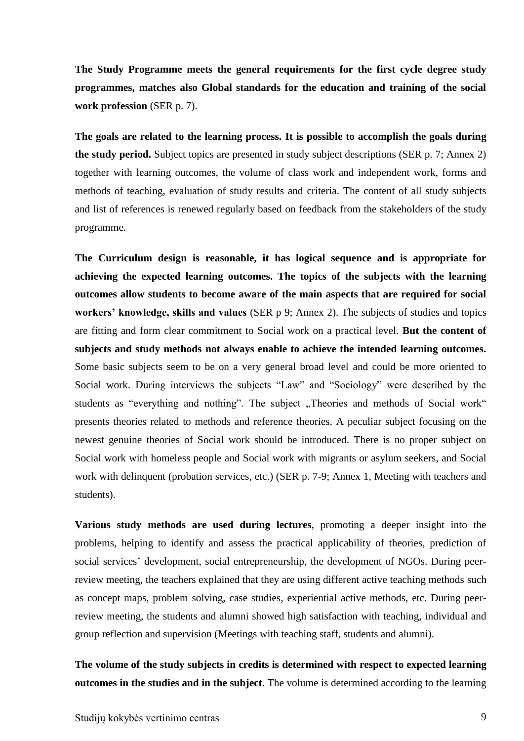**The Study Programme meets the general requirements for the first cycle degree study programmes, matches also Global standards for the education and training of the social work profession** (SER p. 7).

**The goals are related to the learning process. It is possible to accomplish the goals during the study period.** Subject topics are presented in study subject descriptions (SER p. 7; Annex 2) together with learning outcomes, the volume of class work and independent work, forms and methods of teaching, evaluation of study results and criteria. The content of all study subjects and list of references is renewed regularly based on feedback from the stakeholders of the study programme.

**The Curriculum design is reasonable, it has logical sequence and is appropriate for achieving the expected learning outcomes. The topics of the subjects with the learning outcomes allow students to become aware of the main aspects that are required for social workers' knowledge, skills and values** (SER p 9; Annex 2). The subjects of studies and topics are fitting and form clear commitment to Social work on a practical level. **But the content of subjects and study methods not always enable to achieve the intended learning outcomes.** Some basic subjects seem to be on a very general broad level and could be more oriented to Social work. During interviews the subjects "Law" and "Sociology" were described by the students as "everything and nothing". The subject „Theories and methods of Social work" presents theories related to methods and reference theories. A peculiar subject focusing on the newest genuine theories of Social work should be introduced. There is no proper subject on Social work with homeless people and Social work with migrants or asylum seekers, and Social work with delinquent (probation services, etc.) (SER p. 7-9; Annex 1, Meeting with teachers and students).

**Various study methods are used during lectures**, promoting a deeper insight into the problems, helping to identify and assess the practical applicability of theories, prediction of social services' development, social entrepreneurship, the development of NGOs. During peer-review meeting, the teachers explained that they are using different active teaching methods such as concept maps, problem solving, case studies, experiential active methods, etc. During peer-review meeting, the students and alumni showed high satisfaction with teaching, individual and group reflection and supervision (Meetings with teaching staff, students and alumni).

**The volume of the study subjects in credits is determined with respect to expected learning outcomes in the studies and in the subject**. The volume is determined according to the learning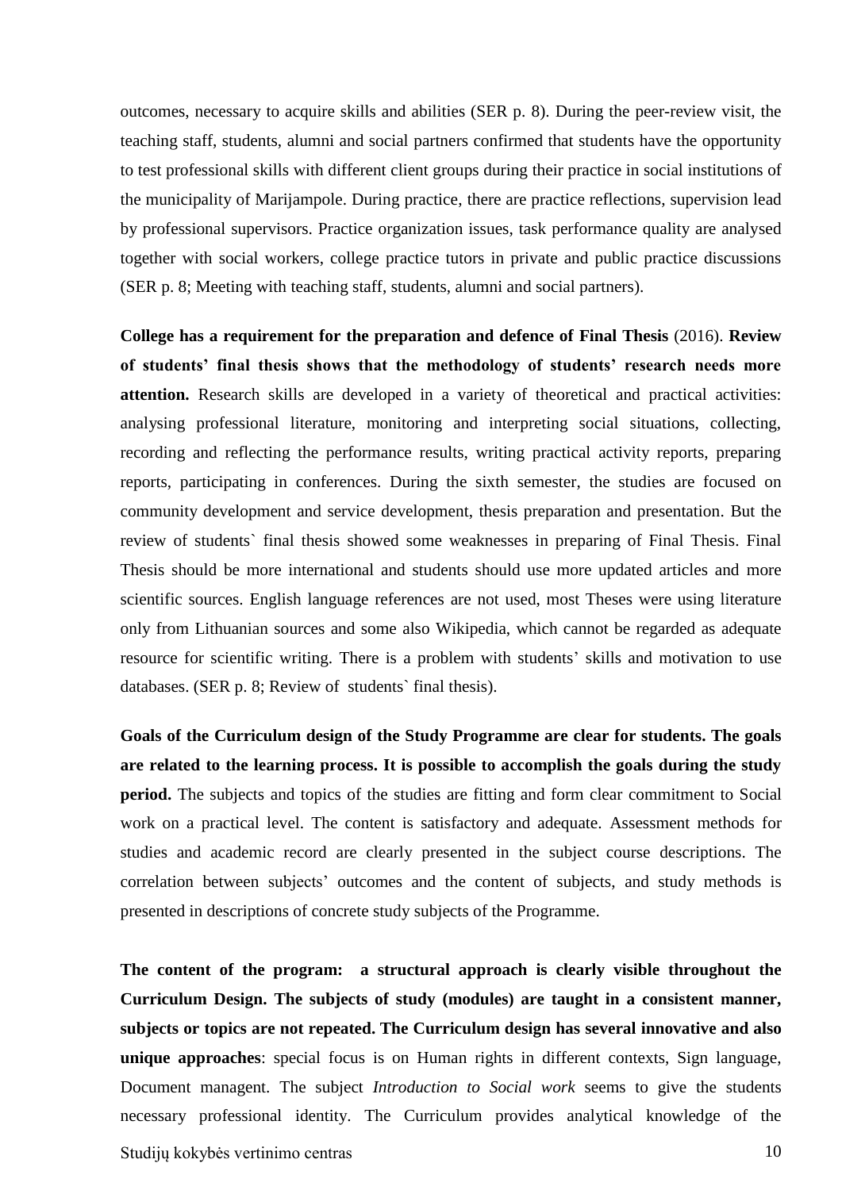outcomes, necessary to acquire skills and abilities (SER p. 8). During the peer-review visit, the teaching staff, students, alumni and social partners confirmed that students have the opportunity to test professional skills with different client groups during their practice in social institutions of the municipality of Marijampole. During practice, there are practice reflections, supervision lead by professional supervisors. Practice organization issues, task performance quality are analysed together with social workers, college practice tutors in private and public practice discussions (SER p. 8; Meeting with teaching staff, students, alumni and social partners).

**College has a requirement for the preparation and defence of Final Thesis** (2016). **Review of students' final thesis shows that the methodology of students' research needs more attention.** Research skills are developed in a variety of theoretical and practical activities: analysing professional literature, monitoring and interpreting social situations, collecting, recording and reflecting the performance results, writing practical activity reports, preparing reports, participating in conferences. During the sixth semester, the studies are focused on community development and service development, thesis preparation and presentation. But the review of students` final thesis showed some weaknesses in preparing of Final Thesis. Final Thesis should be more international and students should use more updated articles and more scientific sources. English language references are not used, most Theses were using literature only from Lithuanian sources and some also Wikipedia, which cannot be regarded as adequate resource for scientific writing. There is a problem with students' skills and motivation to use databases. (SER p. 8; Review of students` final thesis).

**Goals of the Curriculum design of the Study Programme are clear for students. The goals are related to the learning process. It is possible to accomplish the goals during the study period.** The subjects and topics of the studies are fitting and form clear commitment to Social work on a practical level. The content is satisfactory and adequate. Assessment methods for studies and academic record are clearly presented in the subject course descriptions. The correlation between subjects' outcomes and the content of subjects, and study methods is presented in descriptions of concrete study subjects of the Programme.

**The content of the program: a structural approach is clearly visible throughout the Curriculum Design. The subjects of study (modules) are taught in a consistent manner, subjects or topics are not repeated. The Curriculum design has several innovative and also unique approaches**: special focus is on Human rights in different contexts, Sign language, Document managent. The subject *Introduction to Social work* seems to give the students necessary professional identity. The Curriculum provides analytical knowledge of the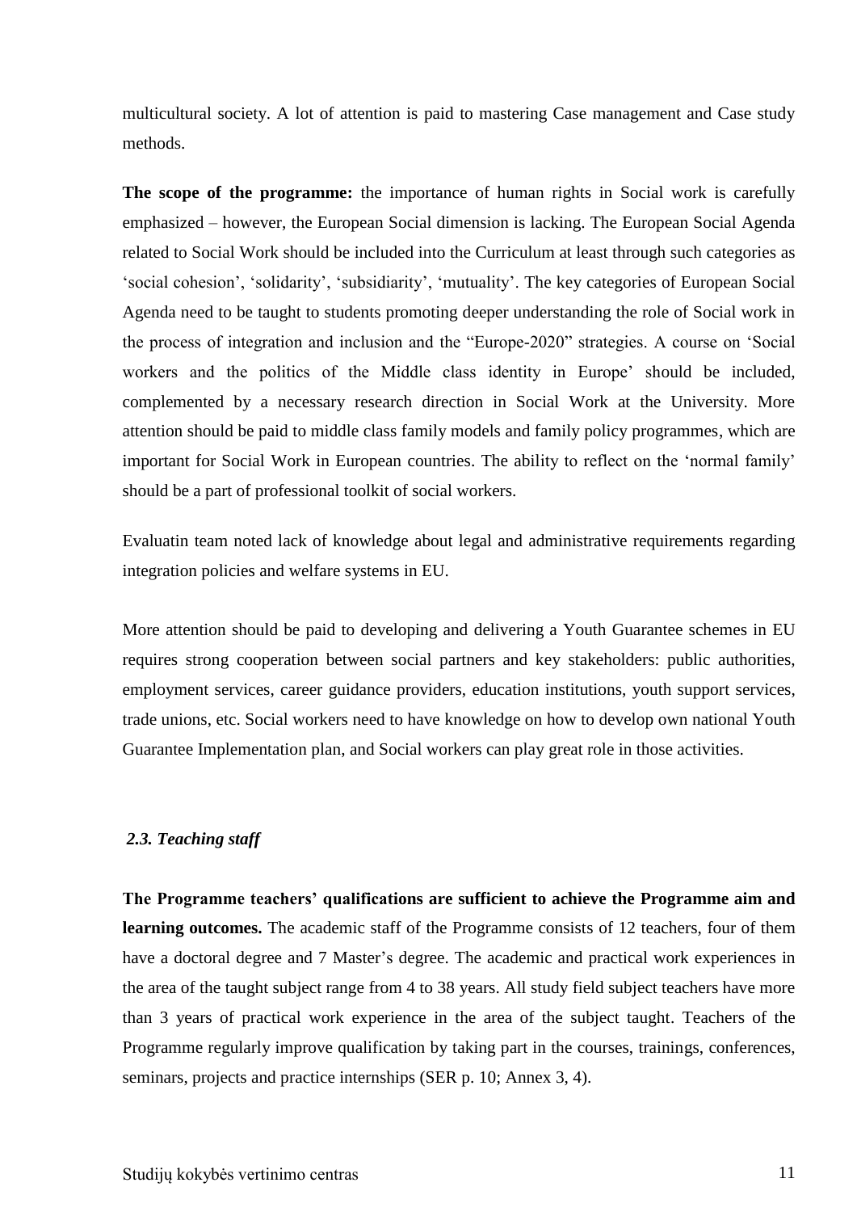multicultural society. A lot of attention is paid to mastering Case management and Case study methods.

**The scope of the programme:** the importance of human rights in Social work is carefully emphasized – however, the European Social dimension is lacking. The European Social Agenda related to Social Work should be included into the Curriculum at least through such categories as 'social cohesion', 'solidarity', 'subsidiarity', 'mutuality'. The key categories of European Social Agenda need to be taught to students promoting deeper understanding the role of Social work in the process of integration and inclusion and the "Europe-2020" strategies. A course on 'Social workers and the politics of the Middle class identity in Europe' should be included, complemented by a necessary research direction in Social Work at the University. More attention should be paid to middle class family models and family policy programmes, which are important for Social Work in European countries. The ability to reflect on the 'normal family' should be a part of professional toolkit of social workers.

Evaluatin team noted lack of knowledge about legal and administrative requirements regarding integration policies and welfare systems in EU.

More attention should be paid to developing and delivering a Youth Guarantee schemes in EU requires strong cooperation between social partners and key stakeholders: public authorities, employment services, career guidance providers, education institutions, youth support services, trade unions, etc. Social workers need to have knowledge on how to develop own national Youth Guarantee Implementation plan, and Social workers can play great role in those activities.

### *2.3. Teaching staff*

**The Programme teachers' qualifications are sufficient to achieve the Programme aim and learning outcomes.** The academic staff of the Programme consists of 12 teachers, four of them have a doctoral degree and 7 Master's degree. The academic and practical work experiences in the area of the taught subject range from 4 to 38 years. All study field subject teachers have more than 3 years of practical work experience in the area of the subject taught. Teachers of the Programme regularly improve qualification by taking part in the courses, trainings, conferences, seminars, projects and practice internships (SER p. 10; Annex 3, 4).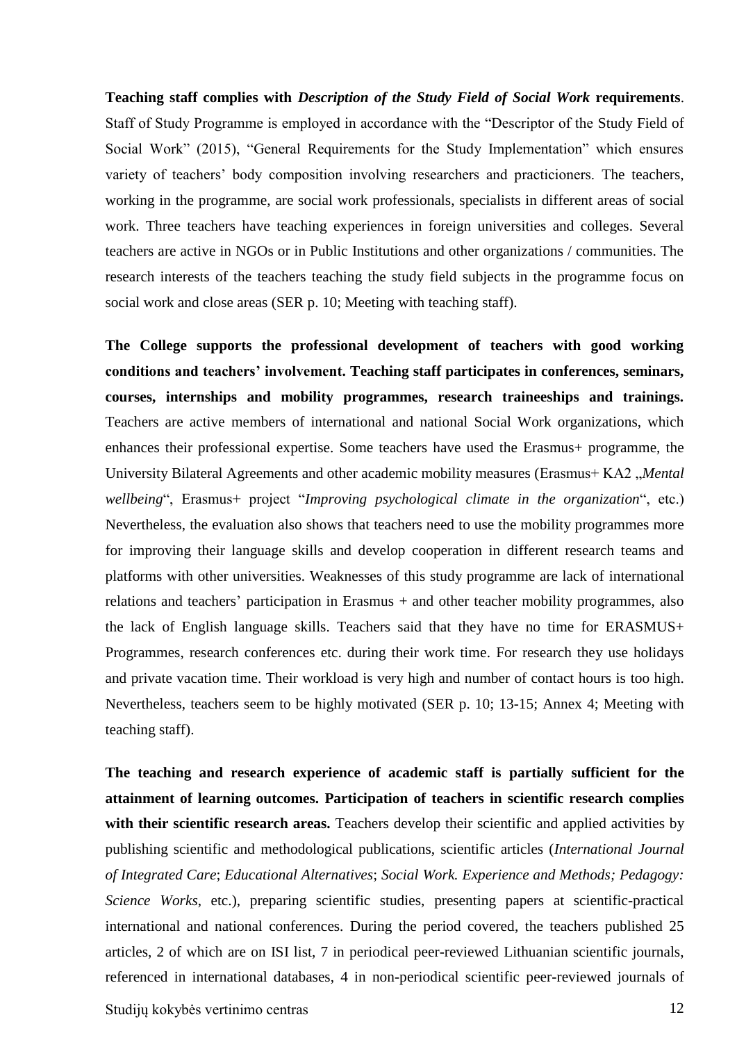**Teaching staff complies with *Description of the Study Field of Social Work* requirements**. Staff of Study Programme is employed in accordance with the "Descriptor of the Study Field of Social Work" (2015), "General Requirements for the Study Implementation" which ensures variety of teachers' body composition involving researchers and practicioners. The teachers, working in the programme, are social work professionals, specialists in different areas of social work. Three teachers have teaching experiences in foreign universities and colleges. Several teachers are active in NGOs or in Public Institutions and other organizations / communities. The research interests of the teachers teaching the study field subjects in the programme focus on social work and close areas (SER p. 10; Meeting with teaching staff).

**The College supports the professional development of teachers with good working conditions and teachers' involvement. Teaching staff participates in conferences, seminars, courses, internships and mobility programmes, research traineeships and trainings.** Teachers are active members of international and national Social Work organizations, which enhances their professional expertise. Some teachers have used the Erasmus+ programme, the University Bilateral Agreements and other academic mobility measures (Erasmus+ KA2 „*Mental wellbeing*", Erasmus+ project "*Improving psychological climate in the organization*", etc.) Nevertheless, the evaluation also shows that teachers need to use the mobility programmes more for improving their language skills and develop cooperation in different research teams and platforms with other universities. Weaknesses of this study programme are lack of international relations and teachers' participation in Erasmus + and other teacher mobility programmes, also the lack of English language skills. Teachers said that they have no time for ERASMUS+ Programmes, research conferences etc. during their work time. For research they use holidays and private vacation time. Their workload is very high and number of contact hours is too high. Nevertheless, teachers seem to be highly motivated (SER p. 10; 13-15; Annex 4; Meeting with teaching staff).

**The teaching and research experience of academic staff is partially sufficient for the attainment of learning outcomes. Participation of teachers in scientific research complies with their scientific research areas.** Teachers develop their scientific and applied activities by publishing scientific and methodological publications, scientific articles (*International Journal of Integrated Care*; *Educational Alternatives*; *Social Work. Experience and Methods; Pedagogy: Science Works*, etc.), preparing scientific studies, presenting papers at scientific-practical international and national conferences. During the period covered, the teachers published 25 articles, 2 of which are on ISI list, 7 in periodical peer-reviewed Lithuanian scientific journals, referenced in international databases, 4 in non-periodical scientific peer-reviewed journals of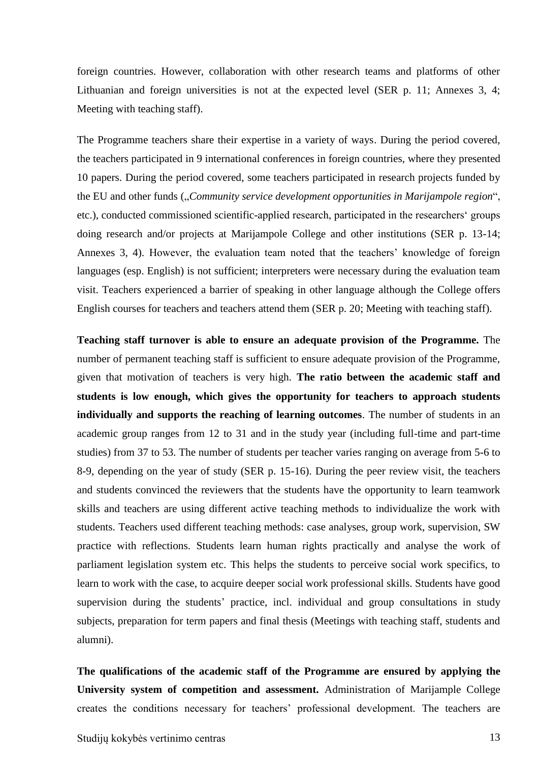foreign countries. However, collaboration with other research teams and platforms of other Lithuanian and foreign universities is not at the expected level (SER p. 11; Annexes 3, 4; Meeting with teaching staff).

The Programme teachers share their expertise in a variety of ways. During the period covered, the teachers participated in 9 international conferences in foreign countries, where they presented 10 papers. During the period covered, some teachers participated in research projects funded by the EU and other funds („*Community service development opportunities in Marijampole region*“, etc.), conducted commissioned scientific-applied research, participated in the researchers‘ groups doing research and/or projects at Marijampole College and other institutions (SER p. 13-14; Annexes 3, 4). However, the evaluation team noted that the teachers' knowledge of foreign languages (esp. English) is not sufficient; interpreters were necessary during the evaluation team visit. Teachers experienced a barrier of speaking in other language although the College offers English courses for teachers and teachers attend them (SER p. 20; Meeting with teaching staff).

**Teaching staff turnover is able to ensure an adequate provision of the Programme.** The number of permanent teaching staff is sufficient to ensure adequate provision of the Programme, given that motivation of teachers is very high. **The ratio between the academic staff and students is low enough, which gives the opportunity for teachers to approach students individually and supports the reaching of learning outcomes**. The number of students in an academic group ranges from 12 to 31 and in the study year (including full-time and part-time studies) from 37 to 53. The number of students per teacher varies ranging on average from 5-6 to 8-9, depending on the year of study (SER p. 15-16). During the peer review visit, the teachers and students convinced the reviewers that the students have the opportunity to learn teamwork skills and teachers are using different active teaching methods to individualize the work with students. Teachers used different teaching methods: case analyses, group work, supervision, SW practice with reflections. Students learn human rights practically and analyse the work of parliament legislation system etc. This helps the students to perceive social work specifics, to learn to work with the case, to acquire deeper social work professional skills. Students have good supervision during the students' practice, incl. individual and group consultations in study subjects, preparation for term papers and final thesis (Meetings with teaching staff, students and alumni).

**The qualifications of the academic staff of the Programme are ensured by applying the University system of competition and assessment.** Administration of Marijample College creates the conditions necessary for teachers' professional development. The teachers are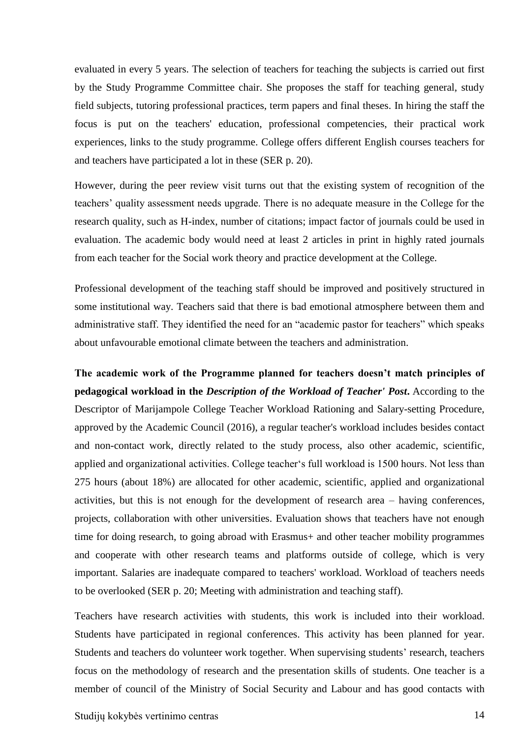evaluated in every 5 years. The selection of teachers for teaching the subjects is carried out first by the Study Programme Committee chair. She proposes the staff for teaching general, study field subjects, tutoring professional practices, term papers and final theses. In hiring the staff the focus is put on the teachers' education, professional competencies, their practical work experiences, links to the study programme. College offers different English courses teachers for and teachers have participated a lot in these (SER p. 20).

However, during the peer review visit turns out that the existing system of recognition of the teachers' quality assessment needs upgrade. There is no adequate measure in the College for the research quality, such as H-index, number of citations; impact factor of journals could be used in evaluation. The academic body would need at least 2 articles in print in highly rated journals from each teacher for the Social work theory and practice development at the College.

Professional development of the teaching staff should be improved and positively structured in some institutional way. Teachers said that there is bad emotional atmosphere between them and administrative staff. They identified the need for an "academic pastor for teachers" which speaks about unfavourable emotional climate between the teachers and administration.

**The academic work of the Programme planned for teachers doesn't match principles of pedagogical workload in the *Description of the Workload of Teacher' Post*.** According to the Descriptor of Marijampole College Teacher Workload Rationing and Salary-setting Procedure, approved by the Academic Council (2016), a regular teacher's workload includes besides contact and non-contact work, directly related to the study process, also other academic, scientific, applied and organizational activities. College teacher's full workload is 1500 hours. Not less than 275 hours (about 18%) are allocated for other academic, scientific, applied and organizational activities, but this is not enough for the development of research area – having conferences, projects, collaboration with other universities. Evaluation shows that teachers have not enough time for doing research, to going abroad with Erasmus+ and other teacher mobility programmes and cooperate with other research teams and platforms outside of college, which is very important. Salaries are inadequate compared to teachers' workload. Workload of teachers needs to be overlooked (SER p. 20; Meeting with administration and teaching staff).

Teachers have research activities with students, this work is included into their workload. Students have participated in regional conferences. This activity has been planned for year. Students and teachers do volunteer work together. When supervising students' research, teachers focus on the methodology of research and the presentation skills of students. One teacher is a member of council of the Ministry of Social Security and Labour and has good contacts with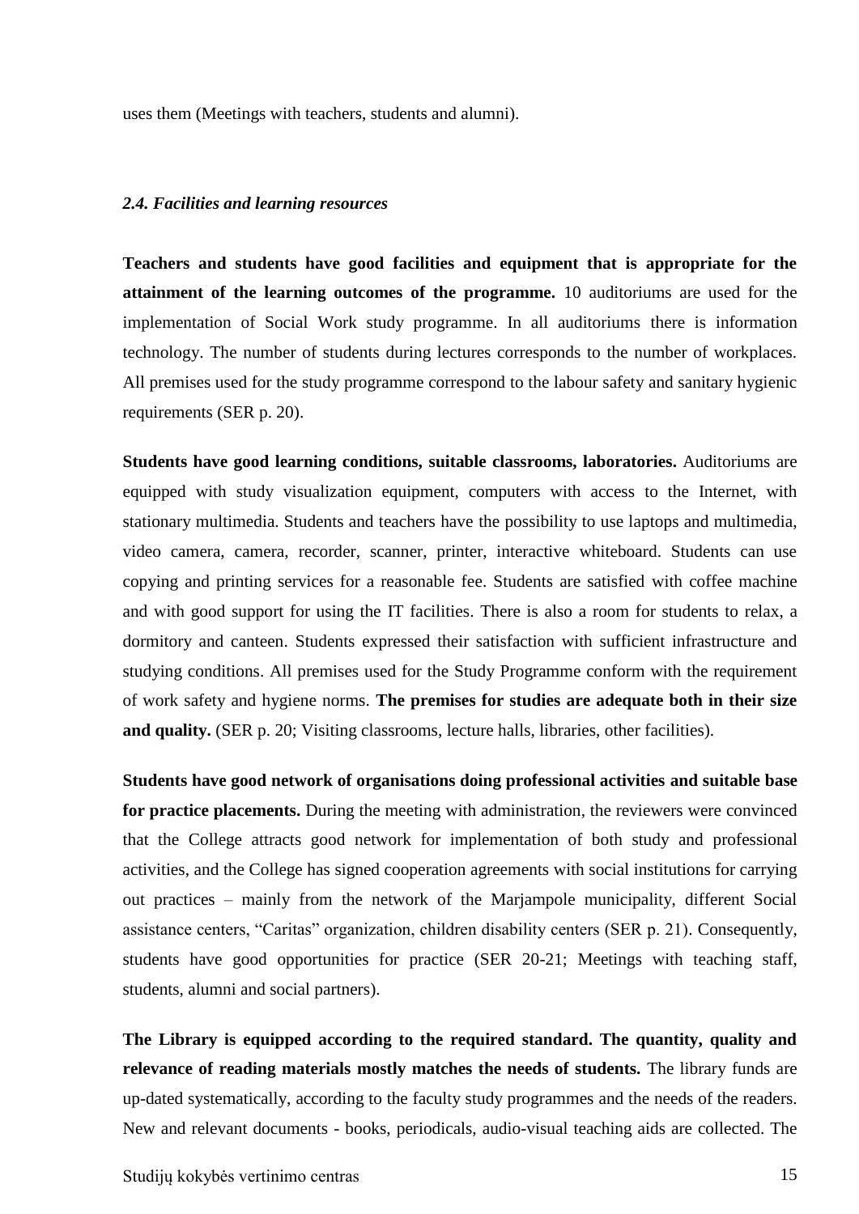uses them (Meetings with teachers, students and alumni).

### *2.4. Facilities and learning resources*

**Teachers and students have good facilities and equipment that is appropriate for the attainment of the learning outcomes of the programme.** 10 auditoriums are used for the implementation of Social Work study programme. In all auditoriums there is information technology. The number of students during lectures corresponds to the number of workplaces. All premises used for the study programme correspond to the labour safety and sanitary hygienic requirements (SER p. 20).

**Students have good learning conditions, suitable classrooms, laboratories.** Auditoriums are equipped with study visualization equipment, computers with access to the Internet, with stationary multimedia. Students and teachers have the possibility to use laptops and multimedia, video camera, camera, recorder, scanner, printer, interactive whiteboard. Students can use copying and printing services for a reasonable fee. Students are satisfied with coffee machine and with good support for using the IT facilities. There is also a room for students to relax, a dormitory and canteen. Students expressed their satisfaction with sufficient infrastructure and studying conditions. All premises used for the Study Programme conform with the requirement of work safety and hygiene norms. **The premises for studies are adequate both in their size and quality.** (SER p. 20; Visiting classrooms, lecture halls, libraries, other facilities).

**Students have good network of organisations doing professional activities and suitable base for practice placements.** During the meeting with administration, the reviewers were convinced that the College attracts good network for implementation of both study and professional activities, and the College has signed cooperation agreements with social institutions for carrying out practices – mainly from the network of the Marjampole municipality, different Social assistance centers, "Caritas" organization, children disability centers (SER p. 21). Consequently, students have good opportunities for practice (SER 20-21; Meetings with teaching staff, students, alumni and social partners).

**The Library is equipped according to the required standard. The quantity, quality and relevance of reading materials mostly matches the needs of students.** The library funds are up-dated systematically, according to the faculty study programmes and the needs of the readers. New and relevant documents - books, periodicals, audio-visual teaching aids are collected. The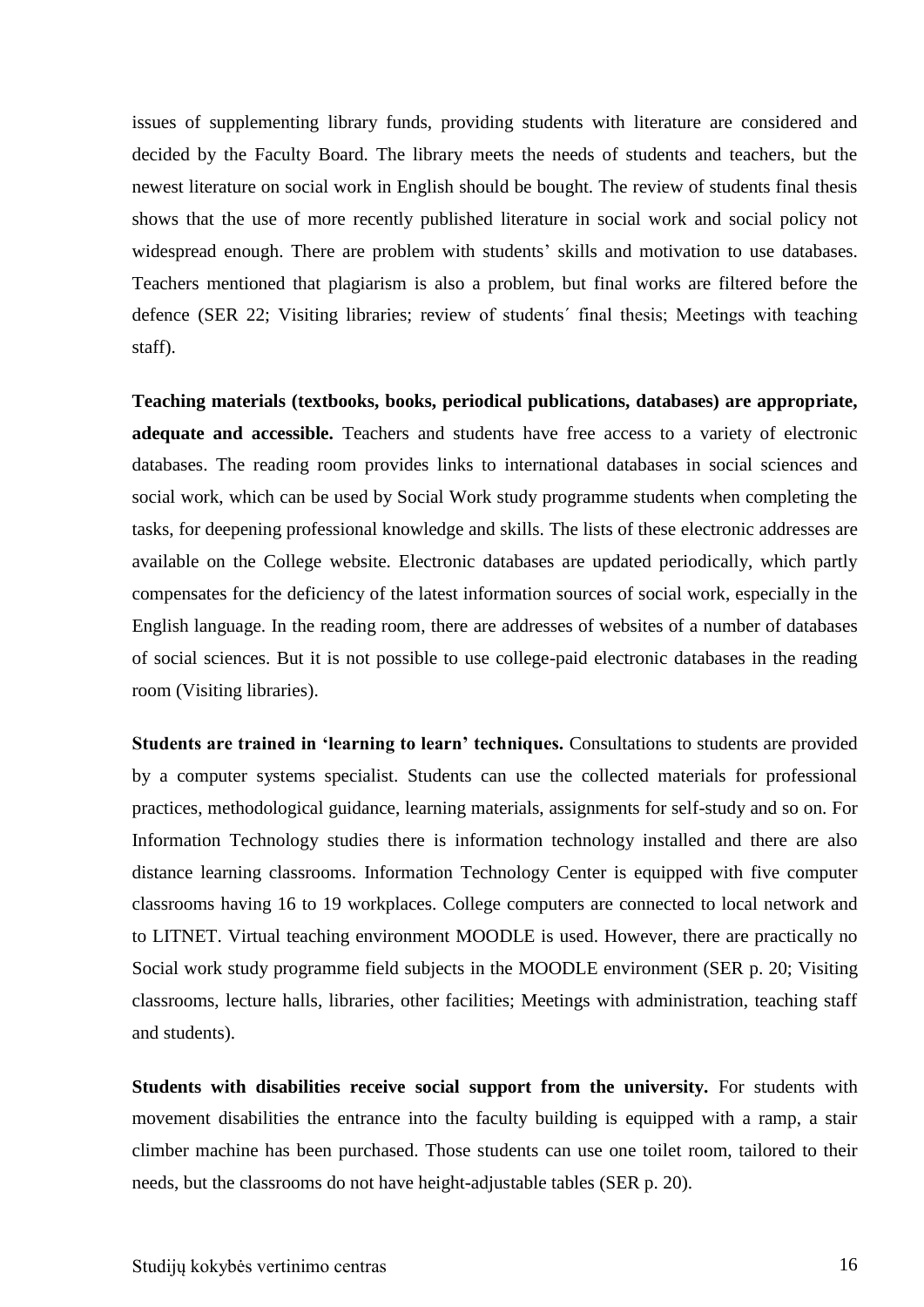issues of supplementing library funds, providing students with literature are considered and decided by the Faculty Board. The library meets the needs of students and teachers, but the newest literature on social work in English should be bought. The review of students final thesis shows that the use of more recently published literature in social work and social policy not widespread enough. There are problem with students' skills and motivation to use databases. Teachers mentioned that plagiarism is also a problem, but final works are filtered before the defence (SER 22; Visiting libraries; review of students´ final thesis; Meetings with teaching staff).

**Teaching materials (textbooks, books, periodical publications, databases) are appropriate, adequate and accessible.** Teachers and students have free access to a variety of electronic databases. The reading room provides links to international databases in social sciences and social work, which can be used by Social Work study programme students when completing the tasks, for deepening professional knowledge and skills. The lists of these electronic addresses are available on the College website. Electronic databases are updated periodically, which partly compensates for the deficiency of the latest information sources of social work, especially in the English language. In the reading room, there are addresses of websites of a number of databases of social sciences. But it is not possible to use college-paid electronic databases in the reading room (Visiting libraries).

**Students are trained in 'learning to learn' techniques.** Consultations to students are provided by a computer systems specialist. Students can use the collected materials for professional practices, methodological guidance, learning materials, assignments for self-study and so on. For Information Technology studies there is information technology installed and there are also distance learning classrooms. Information Technology Center is equipped with five computer classrooms having 16 to 19 workplaces. College computers are connected to local network and to LITNET. Virtual teaching environment MOODLE is used. However, there are practically no Social work study programme field subjects in the MOODLE environment (SER p. 20; Visiting classrooms, lecture halls, libraries, other facilities; Meetings with administration, teaching staff and students).

**Students with disabilities receive social support from the university.** For students with movement disabilities the entrance into the faculty building is equipped with a ramp, a stair climber machine has been purchased. Those students can use one toilet room, tailored to their needs, but the classrooms do not have height-adjustable tables (SER p. 20).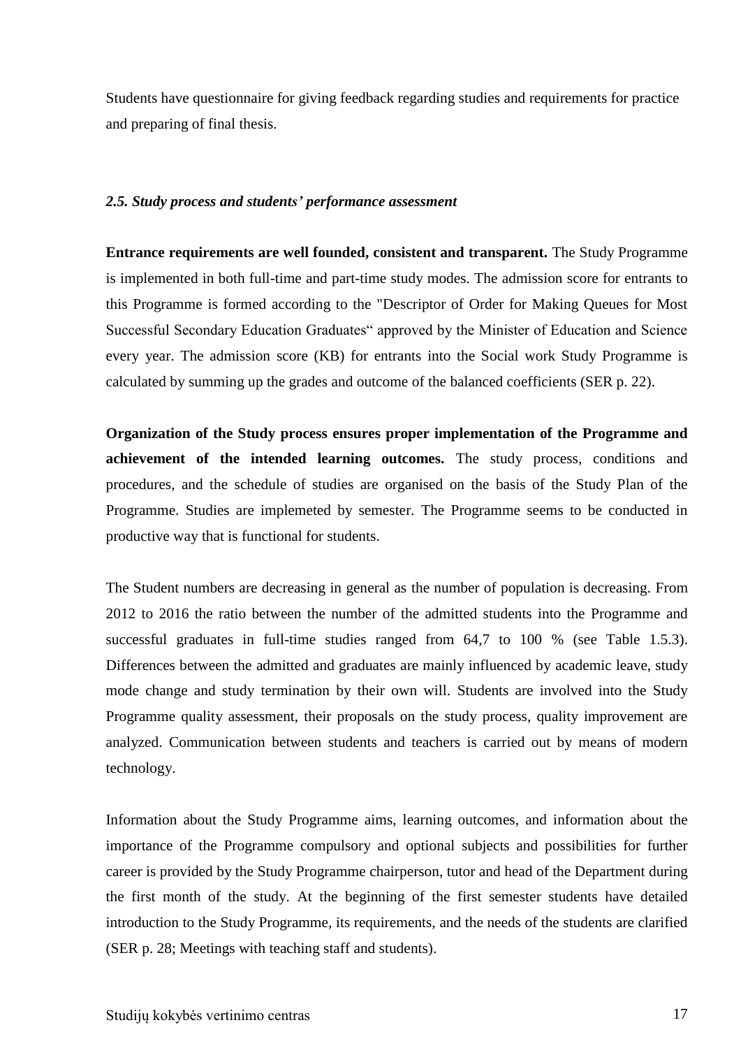Students have questionnaire for giving feedback regarding studies and requirements for practice and preparing of final thesis.

### *2.5. Study process and students' performance assessment*

**Entrance requirements are well founded, consistent and transparent.** The Study Programme is implemented in both full-time and part-time study modes. The admission score for entrants to this Programme is formed according to the "Descriptor of Order for Making Queues for Most Successful Secondary Education Graduates" approved by the Minister of Education and Science every year. The admission score (KB) for entrants into the Social work Study Programme is calculated by summing up the grades and outcome of the balanced coefficients (SER p. 22).

**Organization of the Study process ensures proper implementation of the Programme and achievement of the intended learning outcomes.** The study process, conditions and procedures, and the schedule of studies are organised on the basis of the Study Plan of the Programme. Studies are implemeted by semester. The Programme seems to be conducted in productive way that is functional for students.

The Student numbers are decreasing in general as the number of population is decreasing. From 2012 to 2016 the ratio between the number of the admitted students into the Programme and successful graduates in full-time studies ranged from 64,7 to 100 % (see Table 1.5.3). Differences between the admitted and graduates are mainly influenced by academic leave, study mode change and study termination by their own will. Students are involved into the Study Programme quality assessment, their proposals on the study process, quality improvement are analyzed. Communication between students and teachers is carried out by means of modern technology.

Information about the Study Programme aims, learning outcomes, and information about the importance of the Programme compulsory and optional subjects and possibilities for further career is provided by the Study Programme chairperson, tutor and head of the Department during the first month of the study. At the beginning of the first semester students have detailed introduction to the Study Programme, its requirements, and the needs of the students are clarified (SER p. 28; Meetings with teaching staff and students).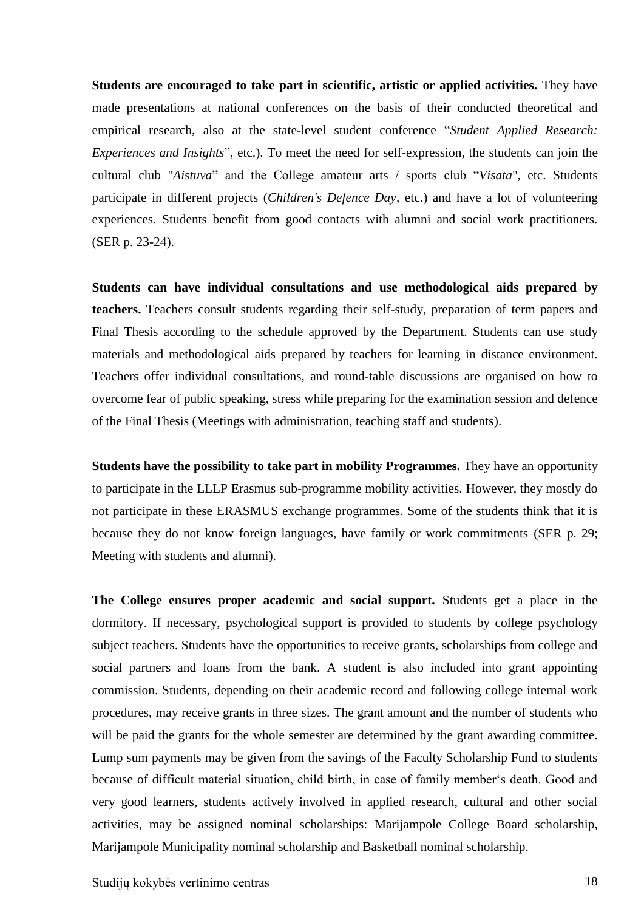**Students are encouraged to take part in scientific, artistic or applied activities.** They have made presentations at national conferences on the basis of their conducted theoretical and empirical research, also at the state-level student conference "*Student Applied Research: Experiences and Insights*", etc.). To meet the need for self-expression, the students can join the cultural club "*Aistuva*" and the College amateur arts / sports club "*Visata*", etc. Students participate in different projects (*Children's Defence Day,* etc.) and have a lot of volunteering experiences. Students benefit from good contacts with alumni and social work practitioners. (SER p. 23-24).

**Students can have individual consultations and use methodological aids prepared by teachers.** Teachers consult students regarding their self-study, preparation of term papers and Final Thesis according to the schedule approved by the Department. Students can use study materials and methodological aids prepared by teachers for learning in distance environment. Teachers offer individual consultations, and round-table discussions are organised on how to overcome fear of public speaking, stress while preparing for the examination session and defence of the Final Thesis (Meetings with administration, teaching staff and students).

**Students have the possibility to take part in mobility Programmes.** They have an opportunity to participate in the LLLP Erasmus sub-programme mobility activities. However, they mostly do not participate in these ERASMUS exchange programmes. Some of the students think that it is because they do not know foreign languages, have family or work commitments (SER p. 29; Meeting with students and alumni).

**The College ensures proper academic and social support.** Students get a place in the dormitory. If necessary, psychological support is provided to students by college psychology subject teachers. Students have the opportunities to receive grants, scholarships from college and social partners and loans from the bank. A student is also included into grant appointing commission. Students, depending on their academic record and following college internal work procedures, may receive grants in three sizes. The grant amount and the number of students who will be paid the grants for the whole semester are determined by the grant awarding committee. Lump sum payments may be given from the savings of the Faculty Scholarship Fund to students because of difficult material situation, child birth, in case of family member's death. Good and very good learners, students actively involved in applied research, cultural and other social activities, may be assigned nominal scholarships: Marijampole College Board scholarship, Marijampole Municipality nominal scholarship and Basketball nominal scholarship.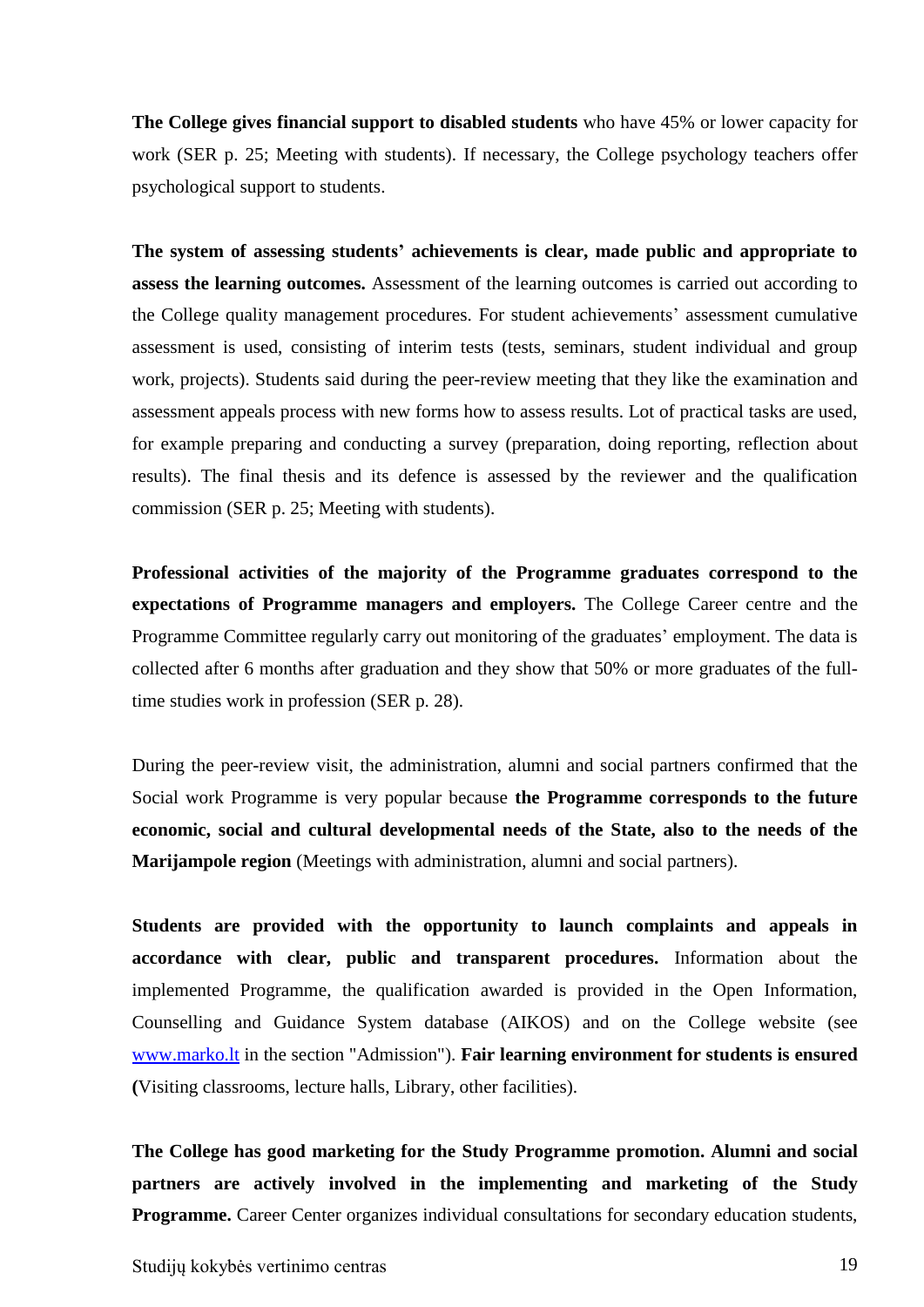**The College gives financial support to disabled students** who have 45% or lower capacity for work (SER p. 25; Meeting with students). If necessary, the College psychology teachers offer psychological support to students.

**The system of assessing students' achievements is clear, made public and appropriate to assess the learning outcomes.** Assessment of the learning outcomes is carried out according to the College quality management procedures. For student achievements' assessment cumulative assessment is used, consisting of interim tests (tests, seminars, student individual and group work, projects). Students said during the peer-review meeting that they like the examination and assessment appeals process with new forms how to assess results. Lot of practical tasks are used, for example preparing and conducting a survey (preparation, doing reporting, reflection about results). The final thesis and its defence is assessed by the reviewer and the qualification commission (SER p. 25; Meeting with students).

**Professional activities of the majority of the Programme graduates correspond to the expectations of Programme managers and employers.** The College Career centre and the Programme Committee regularly carry out monitoring of the graduates' employment. The data is collected after 6 months after graduation and they show that 50% or more graduates of the full-time studies work in profession (SER p. 28).

During the peer-review visit, the administration, alumni and social partners confirmed that the Social work Programme is very popular because **the Programme corresponds to the future economic, social and cultural developmental needs of the State, also to the needs of the Marijampole region** (Meetings with administration, alumni and social partners).

**Students are provided with the opportunity to launch complaints and appeals in accordance with clear, public and transparent procedures.** Information about the implemented Programme, the qualification awarded is provided in the Open Information, Counselling and Guidance System database (AIKOS) and on the College website (see [www.marko.lt](http://www.marko.lt) in the section "Admission"). **Fair learning environment for students is ensured (**Visiting classrooms, lecture halls, Library, other facilities).

**The College has good marketing for the Study Programme promotion. Alumni and social partners are actively involved in the implementing and marketing of the Study Programme.** Career Center organizes individual consultations for secondary education students,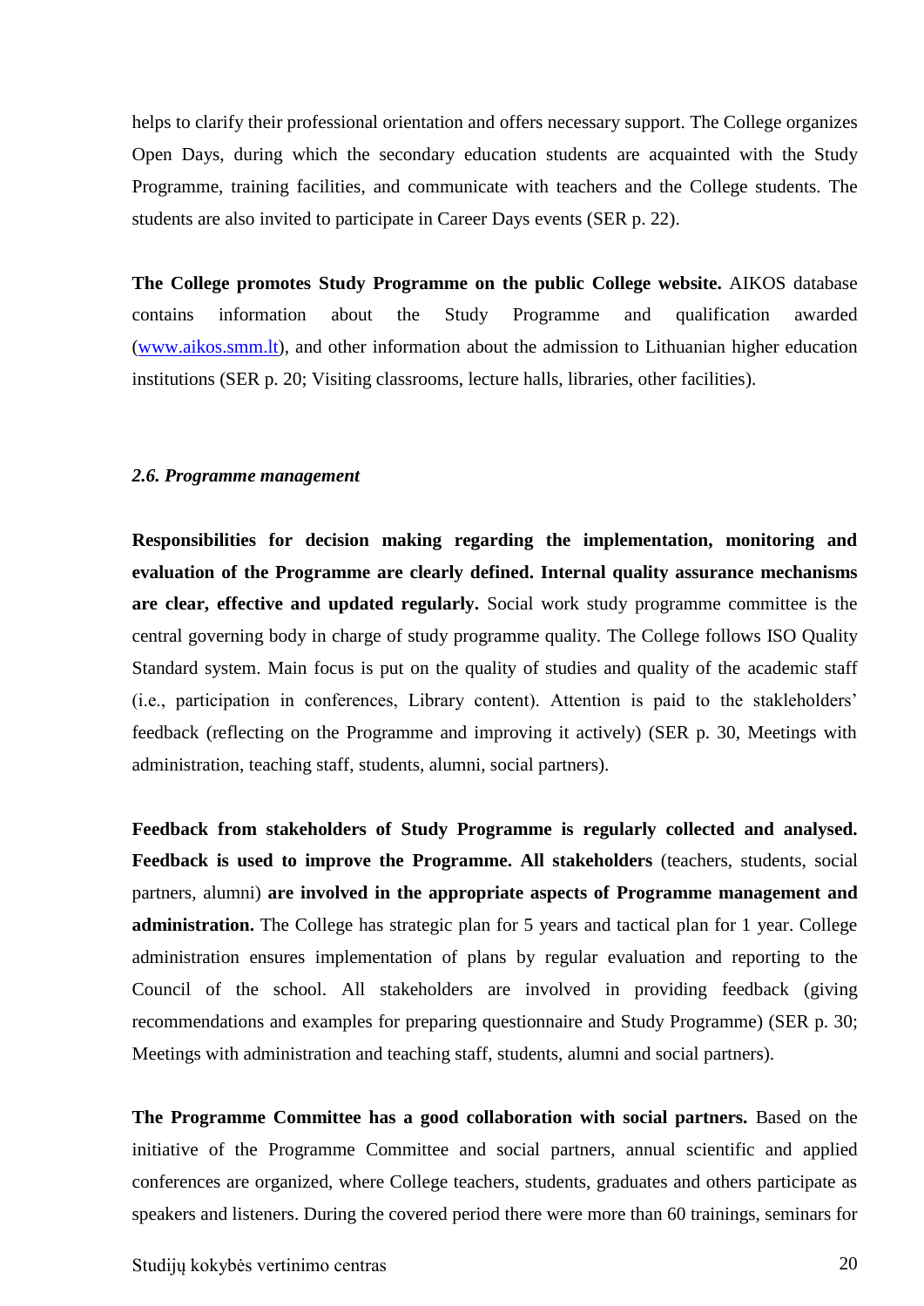helps to clarify their professional orientation and offers necessary support. The College organizes Open Days, during which the secondary education students are acquainted with the Study Programme, training facilities, and communicate with teachers and the College students. The students are also invited to participate in Career Days events (SER p. 22).

**The College promotes Study Programme on the public College website.** AIKOS database contains information about the Study Programme and qualification awarded (www.aikos.smm.lt), and other information about the admission to Lithuanian higher education institutions (SER p. 20; Visiting classrooms, lecture halls, libraries, other facilities).

### *2.6. Programme management*

**Responsibilities for decision making regarding the implementation, monitoring and evaluation of the Programme are clearly defined. Internal quality assurance mechanisms are clear, effective and updated regularly.** Social work study programme committee is the central governing body in charge of study programme quality. The College follows ISO Quality Standard system. Main focus is put on the quality of studies and quality of the academic staff (i.e., participation in conferences, Library content). Attention is paid to the stakleholders' feedback (reflecting on the Programme and improving it actively) (SER p. 30, Meetings with administration, teaching staff, students, alumni, social partners).

**Feedback from stakeholders of Study Programme is regularly collected and analysed. Feedback is used to improve the Programme. All stakeholders** (teachers, students, social partners, alumni) **are involved in the appropriate aspects of Programme management and administration.** The College has strategic plan for 5 years and tactical plan for 1 year. College administration ensures implementation of plans by regular evaluation and reporting to the Council of the school. All stakeholders are involved in providing feedback (giving recommendations and examples for preparing questionnaire and Study Programme) (SER p. 30; Meetings with administration and teaching staff, students, alumni and social partners).

**The Programme Committee has a good collaboration with social partners.** Based on the initiative of the Programme Committee and social partners, annual scientific and applied conferences are organized, where College teachers, students, graduates and others participate as speakers and listeners. During the covered period there were more than 60 trainings, seminars for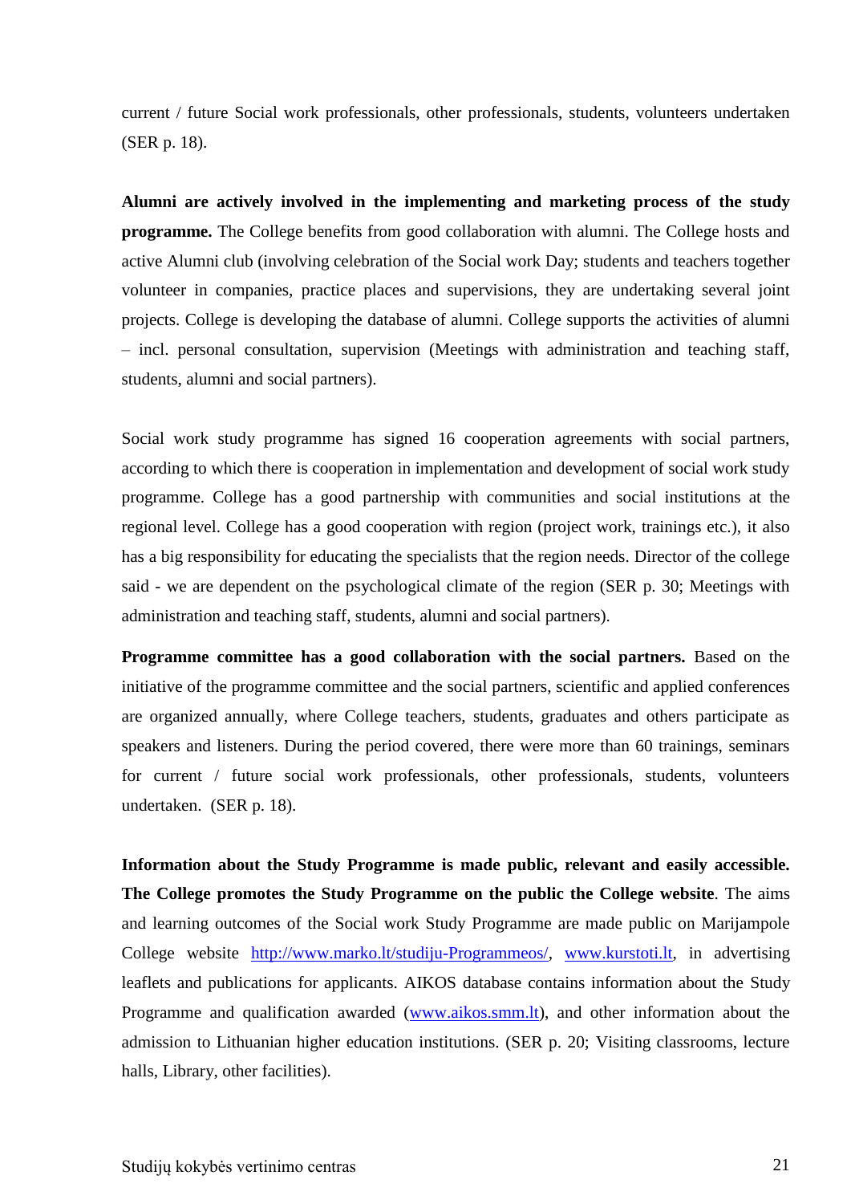current / future Social work professionals, other professionals, students, volunteers undertaken (SER p. 18).

**Alumni are actively involved in the implementing and marketing process of the study programme.** The College benefits from good collaboration with alumni. The College hosts and active Alumni club (involving celebration of the Social work Day; students and teachers together volunteer in companies, practice places and supervisions, they are undertaking several joint projects. College is developing the database of alumni. College supports the activities of alumni – incl. personal consultation, supervision (Meetings with administration and teaching staff, students, alumni and social partners).

Social work study programme has signed 16 cooperation agreements with social partners, according to which there is cooperation in implementation and development of social work study programme. College has a good partnership with communities and social institutions at the regional level. College has a good cooperation with region (project work, trainings etc.), it also has a big responsibility for educating the specialists that the region needs. Director of the college said - we are dependent on the psychological climate of the region (SER p. 30; Meetings with administration and teaching staff, students, alumni and social partners).

**Programme committee has a good collaboration with the social partners.** Based on the initiative of the programme committee and the social partners, scientific and applied conferences are organized annually, where College teachers, students, graduates and others participate as speakers and listeners. During the period covered, there were more than 60 trainings, seminars for current / future social work professionals, other professionals, students, volunteers undertaken. (SER p. 18).

**Information about the Study Programme is made public, relevant and easily accessible. The College promotes the Study Programme on the public the College website**. The aims and learning outcomes of the Social work Study Programme are made public on Marijampole College website http://www.marko.lt/studiju-Programmeos/, www.kurstoti.lt, in advertising leaflets and publications for applicants. AIKOS database contains information about the Study Programme and qualification awarded (www.aikos.smm.lt), and other information about the admission to Lithuanian higher education institutions. (SER p. 20; Visiting classrooms, lecture halls, Library, other facilities).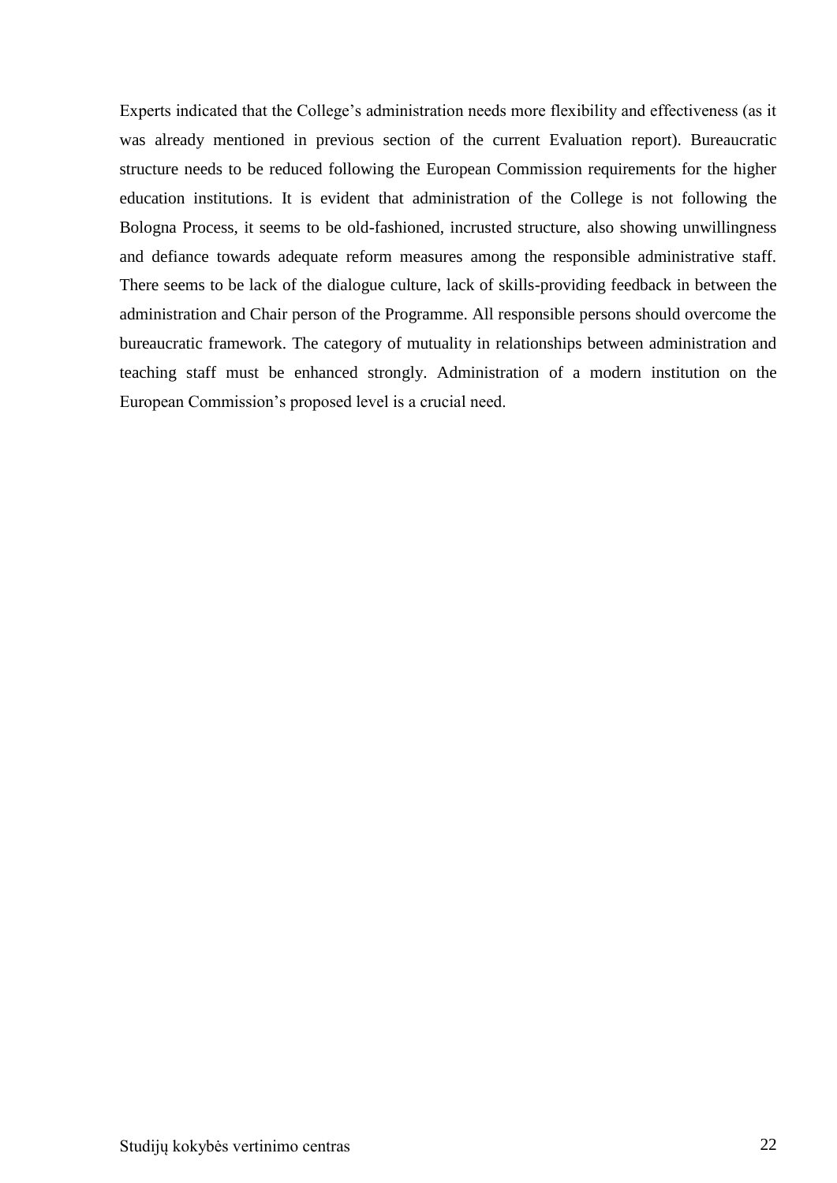Experts indicated that the College's administration needs more flexibility and effectiveness (as it was already mentioned in previous section of the current Evaluation report). Bureaucratic structure needs to be reduced following the European Commission requirements for the higher education institutions. It is evident that administration of the College is not following the Bologna Process, it seems to be old-fashioned, incrusted structure, also showing unwillingness and defiance towards adequate reform measures among the responsible administrative staff. There seems to be lack of the dialogue culture, lack of skills-providing feedback in between the administration and Chair person of the Programme. All responsible persons should overcome the bureaucratic framework. The category of mutuality in relationships between administration and teaching staff must be enhanced strongly. Administration of a modern institution on the European Commission's proposed level is a crucial need.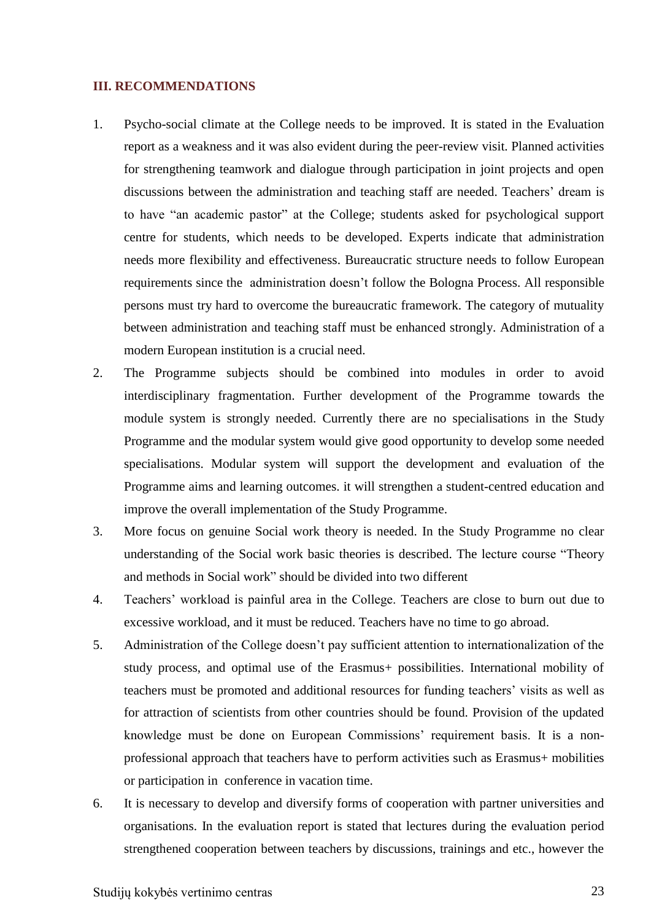## III. RECOMMENDATIONS

1. Psycho-social climate at the College needs to be improved. It is stated in the Evaluation report as a weakness and it was also evident during the peer-review visit. Planned activities for strengthening teamwork and dialogue through participation in joint projects and open discussions between the administration and teaching staff are needed. Teachers' dream is to have "an academic pastor" at the College; students asked for psychological support centre for students, which needs to be developed. Experts indicate that administration needs more flexibility and effectiveness. Bureaucratic structure needs to follow European requirements since the administration doesn't follow the Bologna Process. All responsible persons must try hard to overcome the bureaucratic framework. The category of mutuality between administration and teaching staff must be enhanced strongly. Administration of a modern European institution is a crucial need.
2. The Programme subjects should be combined into modules in order to avoid interdisciplinary fragmentation. Further development of the Programme towards the module system is strongly needed. Currently there are no specialisations in the Study Programme and the modular system would give good opportunity to develop some needed specialisations. Modular system will support the development and evaluation of the Programme aims and learning outcomes. it will strengthen a student-centred education and improve the overall implementation of the Study Programme.
3. More focus on genuine Social work theory is needed. In the Study Programme no clear understanding of the Social work basic theories is described. The lecture course "Theory and methods in Social work" should be divided into two different
4. Teachers' workload is painful area in the College. Teachers are close to burn out due to excessive workload, and it must be reduced. Teachers have no time to go abroad.
5. Administration of the College doesn't pay sufficient attention to internationalization of the study process, and optimal use of the Erasmus+ possibilities. International mobility of teachers must be promoted and additional resources for funding teachers' visits as well as for attraction of scientists from other countries should be found. Provision of the updated knowledge must be done on European Commissions' requirement basis. It is a non-professional approach that teachers have to perform activities such as Erasmus+ mobilities or participation in conference in vacation time.
6. It is necessary to develop and diversify forms of cooperation with partner universities and organisations. In the evaluation report is stated that lectures during the evaluation period strengthened cooperation between teachers by discussions, trainings and etc., however the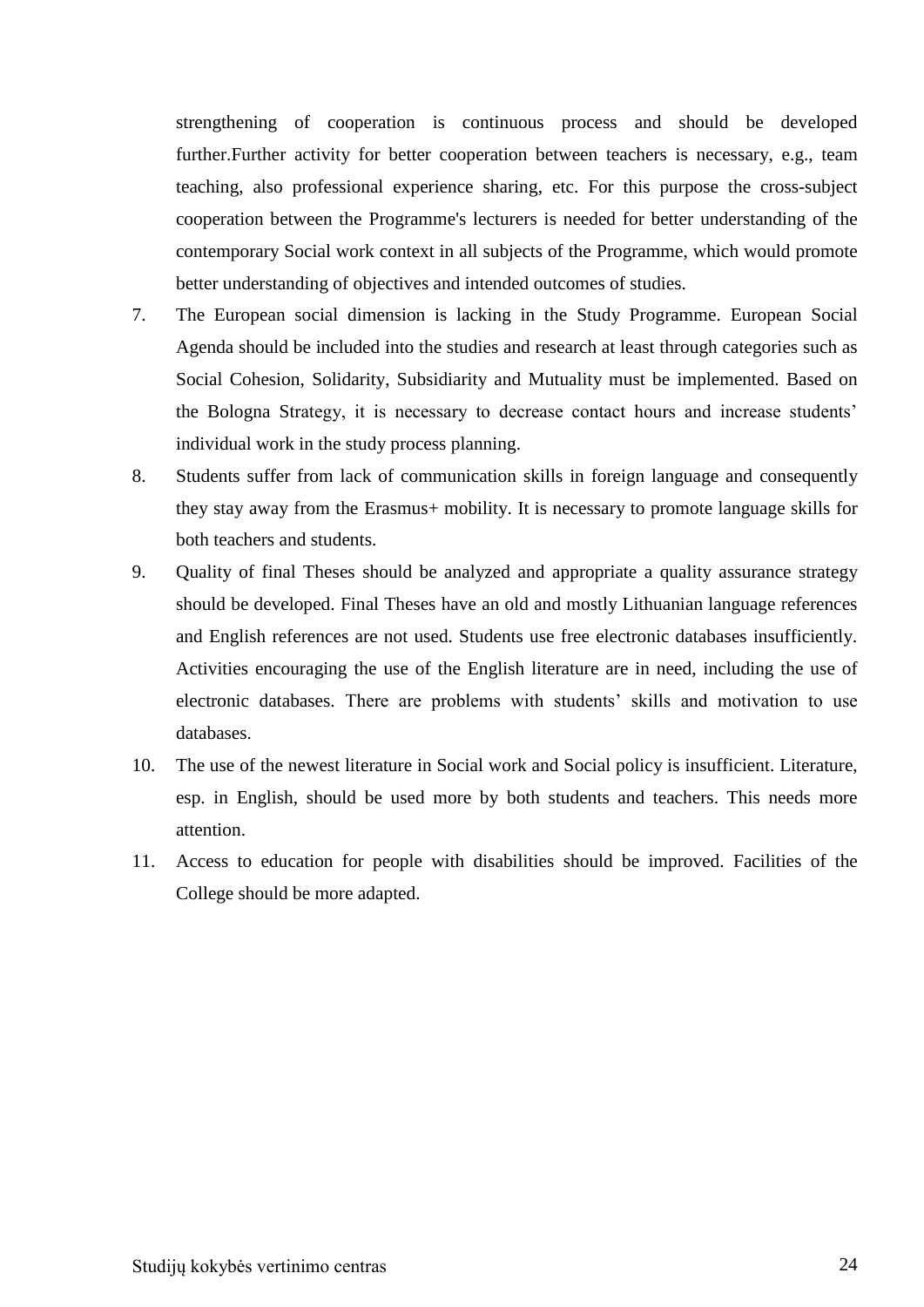strengthening of cooperation is continuous process and should be developed further.Further activity for better cooperation between teachers is necessary, e.g., team teaching, also professional experience sharing, etc. For this purpose the cross-subject cooperation between the Programme's lecturers is needed for better understanding of the contemporary Social work context in all subjects of the Programme, which would promote better understanding of objectives and intended outcomes of studies.

7. The European social dimension is lacking in the Study Programme. European Social Agenda should be included into the studies and research at least through categories such as Social Cohesion, Solidarity, Subsidiarity and Mutuality must be implemented. Based on the Bologna Strategy, it is necessary to decrease contact hours and increase students' individual work in the study process planning.
8. Students suffer from lack of communication skills in foreign language and consequently they stay away from the Erasmus+ mobility. It is necessary to promote language skills for both teachers and students.
9. Quality of final Theses should be analyzed and appropriate a quality assurance strategy should be developed. Final Theses have an old and mostly Lithuanian language references and English references are not used. Students use free electronic databases insufficiently. Activities encouraging the use of the English literature are in need, including the use of electronic databases. There are problems with students' skills and motivation to use databases.
10. The use of the newest literature in Social work and Social policy is insufficient. Literature, esp. in English, should be used more by both students and teachers. This needs more attention.
11. Access to education for people with disabilities should be improved. Facilities of the College should be more adapted.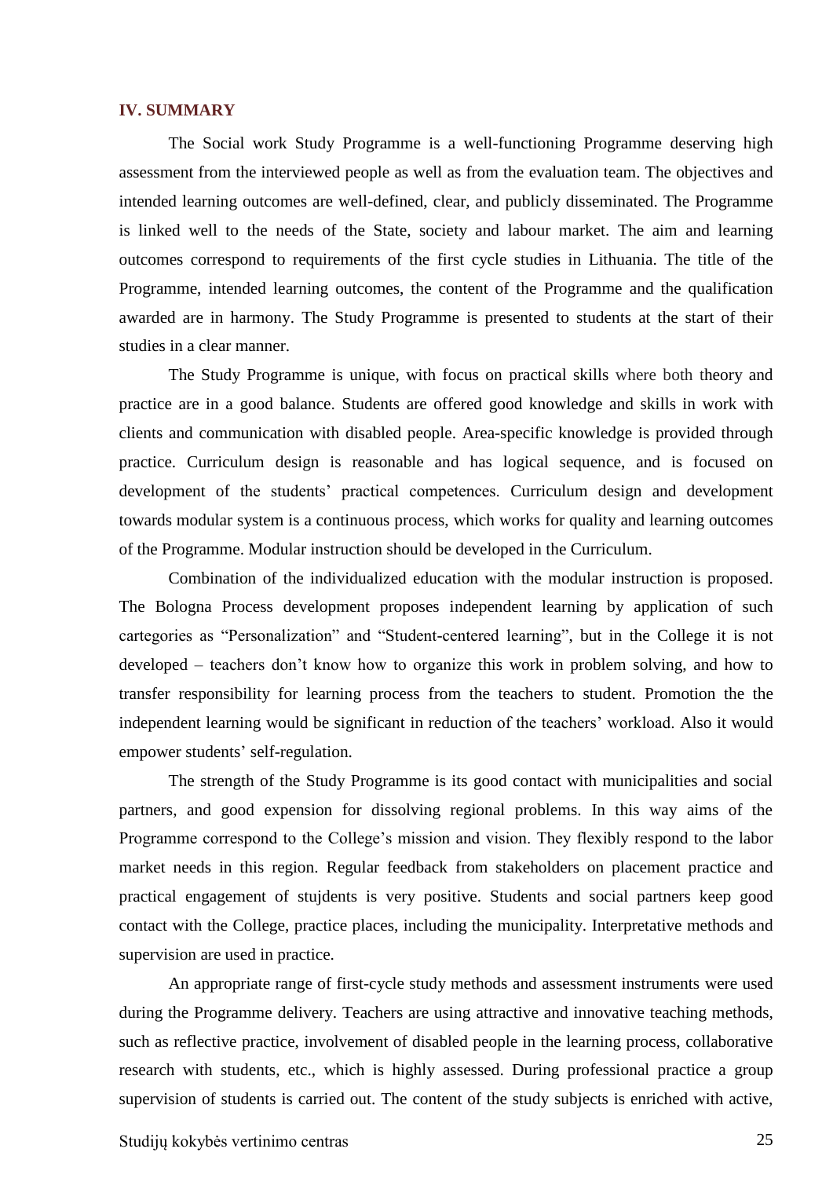## IV. SUMMARY

The Social work Study Programme is a well-functioning Programme deserving high assessment from the interviewed people as well as from the evaluation team. The objectives and intended learning outcomes are well-defined, clear, and publicly disseminated. The Programme is linked well to the needs of the State, society and labour market. The aim and learning outcomes correspond to requirements of the first cycle studies in Lithuania. The title of the Programme, intended learning outcomes, the content of the Programme and the qualification awarded are in harmony. The Study Programme is presented to students at the start of their studies in a clear manner.

The Study Programme is unique, with focus on practical skills where both theory and practice are in a good balance. Students are offered good knowledge and skills in work with clients and communication with disabled people. Area-specific knowledge is provided through practice. Curriculum design is reasonable and has logical sequence, and is focused on development of the students' practical competences. Curriculum design and development towards modular system is a continuous process, which works for quality and learning outcomes of the Programme. Modular instruction should be developed in the Curriculum.

Combination of the individualized education with the modular instruction is proposed. The Bologna Process development proposes independent learning by application of such cartegories as "Personalization" and "Student-centered learning", but in the College it is not developed – teachers don't know how to organize this work in problem solving, and how to transfer responsibility for learning process from the teachers to student. Promotion the the independent learning would be significant in reduction of the teachers' workload. Also it would empower students' self-regulation.

The strength of the Study Programme is its good contact with municipalities and social partners, and good expension for dissolving regional problems. In this way aims of the Programme correspond to the College's mission and vision. They flexibly respond to the labor market needs in this region. Regular feedback from stakeholders on placement practice and practical engagement of stujdents is very positive. Students and social partners keep good contact with the College, practice places, including the municipality. Interpretative methods and supervision are used in practice.

An appropriate range of first-cycle study methods and assessment instruments were used during the Programme delivery. Teachers are using attractive and innovative teaching methods, such as reflective practice, involvement of disabled people in the learning process, collaborative research with students, etc., which is highly assessed. During professional practice a group supervision of students is carried out. The content of the study subjects is enriched with active,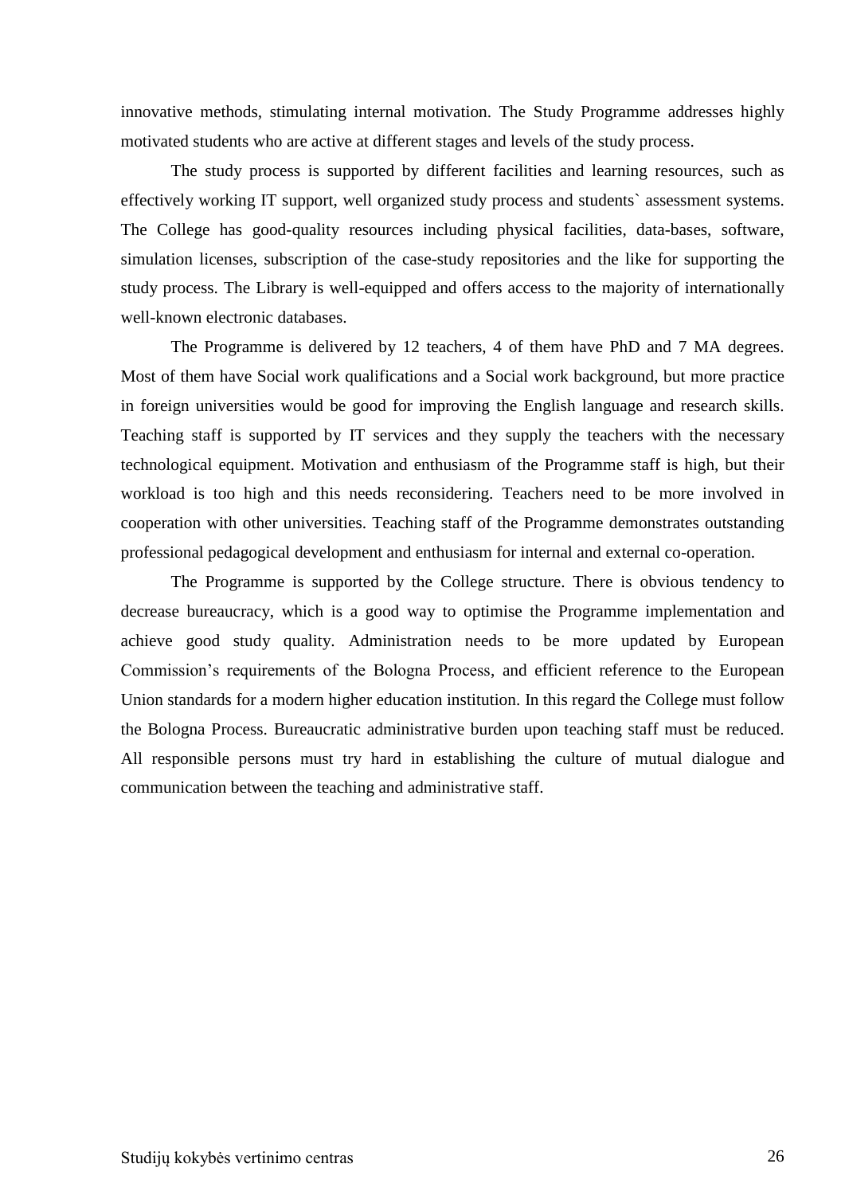innovative methods, stimulating internal motivation. The Study Programme addresses highly motivated students who are active at different stages and levels of the study process.

The study process is supported by different facilities and learning resources, such as effectively working IT support, well organized study process and students` assessment systems. The College has good-quality resources including physical facilities, data-bases, software, simulation licenses, subscription of the case-study repositories and the like for supporting the study process. The Library is well-equipped and offers access to the majority of internationally well-known electronic databases.

The Programme is delivered by 12 teachers, 4 of them have PhD and 7 MA degrees. Most of them have Social work qualifications and a Social work background, but more practice in foreign universities would be good for improving the English language and research skills. Teaching staff is supported by IT services and they supply the teachers with the necessary technological equipment. Motivation and enthusiasm of the Programme staff is high, but their workload is too high and this needs reconsidering. Teachers need to be more involved in cooperation with other universities. Teaching staff of the Programme demonstrates outstanding professional pedagogical development and enthusiasm for internal and external co-operation.

The Programme is supported by the College structure. There is obvious tendency to decrease bureaucracy, which is a good way to optimise the Programme implementation and achieve good study quality. Administration needs to be more updated by European Commission's requirements of the Bologna Process, and efficient reference to the European Union standards for a modern higher education institution. In this regard the College must follow the Bologna Process. Bureaucratic administrative burden upon teaching staff must be reduced. All responsible persons must try hard in establishing the culture of mutual dialogue and communication between the teaching and administrative staff.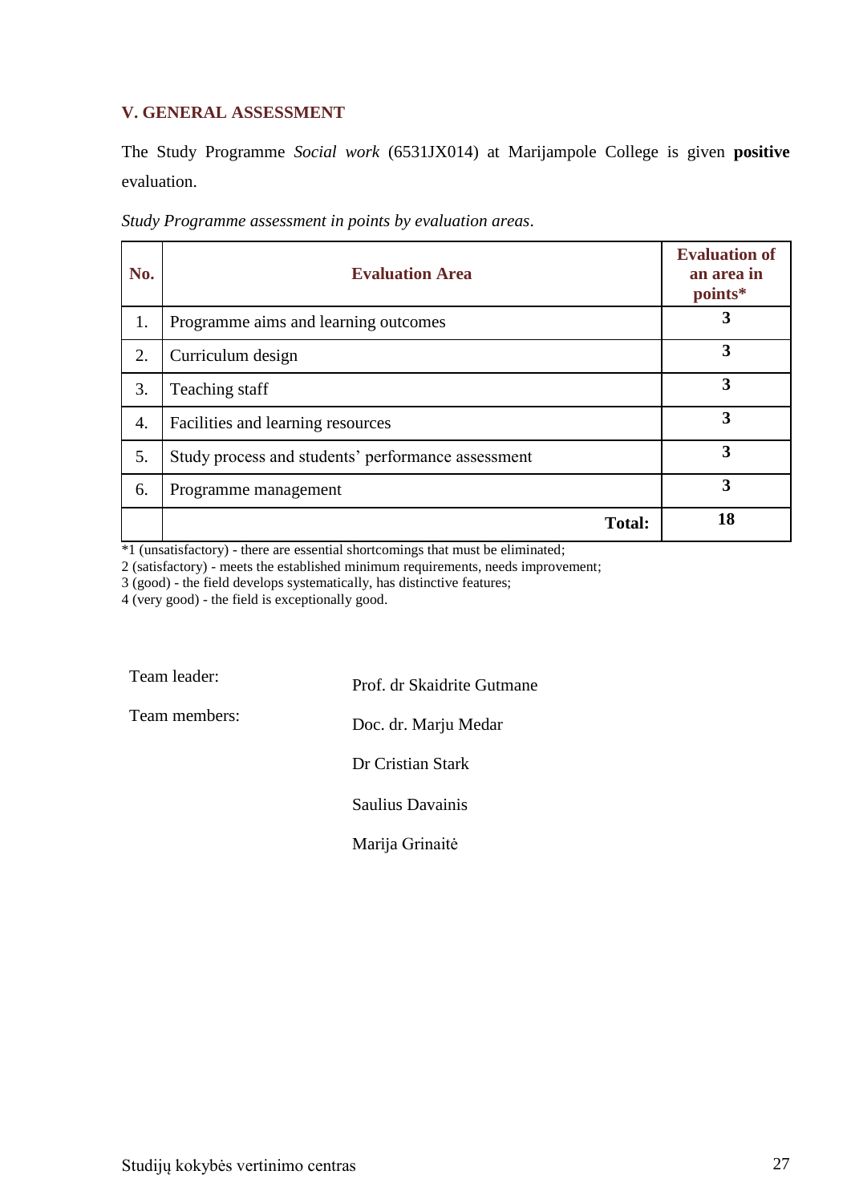## V. GENERAL ASSESSMENT

The Study Programme *Social work* (6531JX014) at Marijampole College is given **positive** evaluation.

*Study Programme assessment in points by evaluation areas*.

| No. | Evaluation Area | Evaluation of an area in points* |
|---|---|---|
| 1. | Programme aims and learning outcomes | **3** |
| 2. | Curriculum design | **3** |
| 3. | Teaching staff | **3** |
| 4. | Facilities and learning resources | **3** |
| 5. | Study process and students' performance assessment | **3** |
| 6. | Programme management | **3** |
| | **Total:** | **18** |

*1 (unsatisfactory) - there are essential shortcomings that must be eliminated;
2 (satisfactory) - meets the established minimum requirements, needs improvement;
3 (good) - the field develops systematically, has distinctive features;
4 (very good) - the field is exceptionally good.

Team leader: Prof. dr Skaidrite Gutmane

Team members: Doc. dr. Marju Medar

Dr Cristian Stark

Saulius Davainis

Marija Grinaitė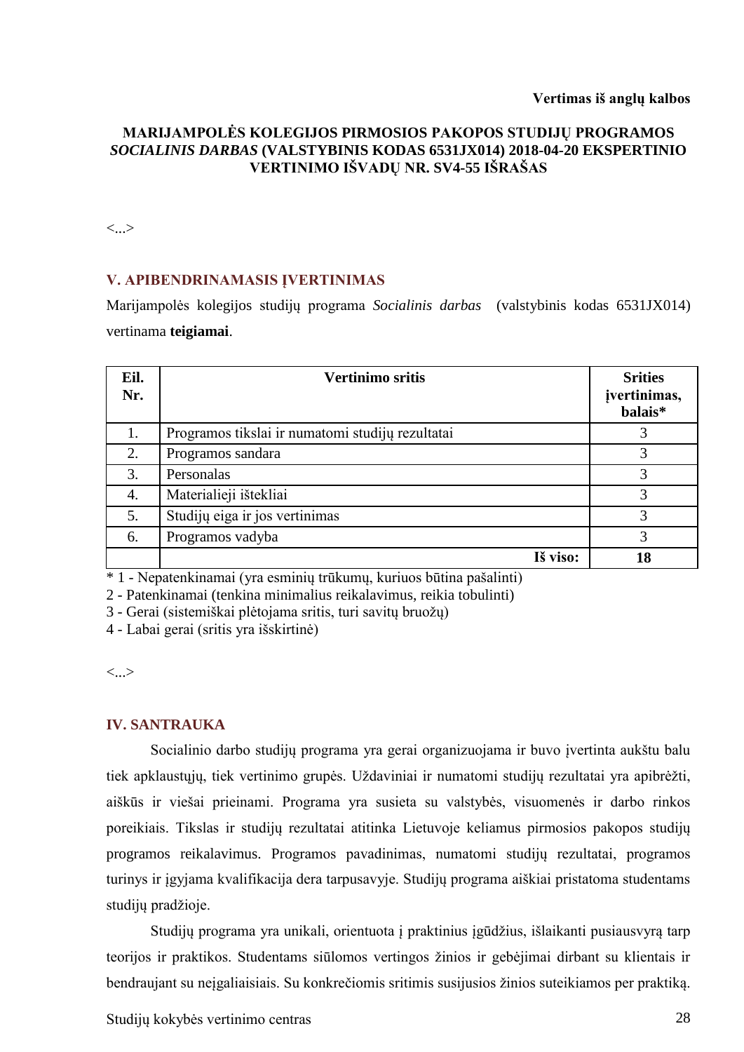**Vertimas iš anglų kalbos**

**MARIJAMPOLĖS KOLEGIJOS PIRMOSIOS PAKOPOS STUDIJŲ PROGRAMOS *SOCIALINIS DARBAS* (VALSTYBINIS KODAS 6531JX014) 2018-04-20 EKSPERTINIO VERTINIMO IŠVADŲ NR. SV4-55 IŠRAŠAS**

<...>

## V. APIBENDRINAMASIS ĮVERTINIMAS

Marijampolės kolegijos studijų programa *Socialinis darbas* (valstybinis kodas 6531JX014) vertinama **teigiamai**.

| Eil. Nr. | Vertinimo sritis | Srities įvertinimas, balais* |
|---|---|---|
| 1. | Programos tikslai ir numatomi studijų rezultatai | 3 |
| 2. | Programos sandara | 3 |
| 3. | Personalas | 3 |
| 4. | Materialieji ištekliai | 3 |
| 5. | Studijų eiga ir jos vertinimas | 3 |
| 6. | Programos vadyba | 3 |
| | **Iš viso:** | **18** |

\* 1 - Nepatenkinamai (yra esminių trūkumų, kuriuos būtina pašalinti)
2 - Patenkinamai (tenkina minimalius reikalavimus, reikia tobulinti)
3 - Gerai (sistemiškai plėtojama sritis, turi savitų bruožų)
4 - Labai gerai (sritis yra išskirtinė)

<...>

## IV. SANTRAUKA

Socialinio darbo studijų programa yra gerai organizuojama ir buvo įvertinta aukštu balu tiek apklaustųjų, tiek vertinimo grupės. Uždaviniai ir numatomi studijų rezultatai yra apibrėžti, aiškūs ir viešai prieinami. Programa yra susieta su valstybės, visuomenės ir darbo rinkos poreikiais. Tikslas ir studijų rezultatai atitinka Lietuvoje keliamus pirmosios pakopos studijų programos reikalavimus. Programos pavadinimas, numatomi studijų rezultatai, programos turinys ir įgyjama kvalifikacija dera tarpusavyje. Studijų programa aiškiai pristatoma studentams studijų pradžioje.

Studijų programa yra unikali, orientuota į praktinius įgūdžius, išlaikanti pusiausvyrą tarp teorijos ir praktikos. Studentams siūlomos vertingos žinios ir gebėjimai dirbant su klientais ir bendraujant su neįgaliaisiais. Su konkrečiomis sritimis susijusios žinios suteikiamos per praktiką.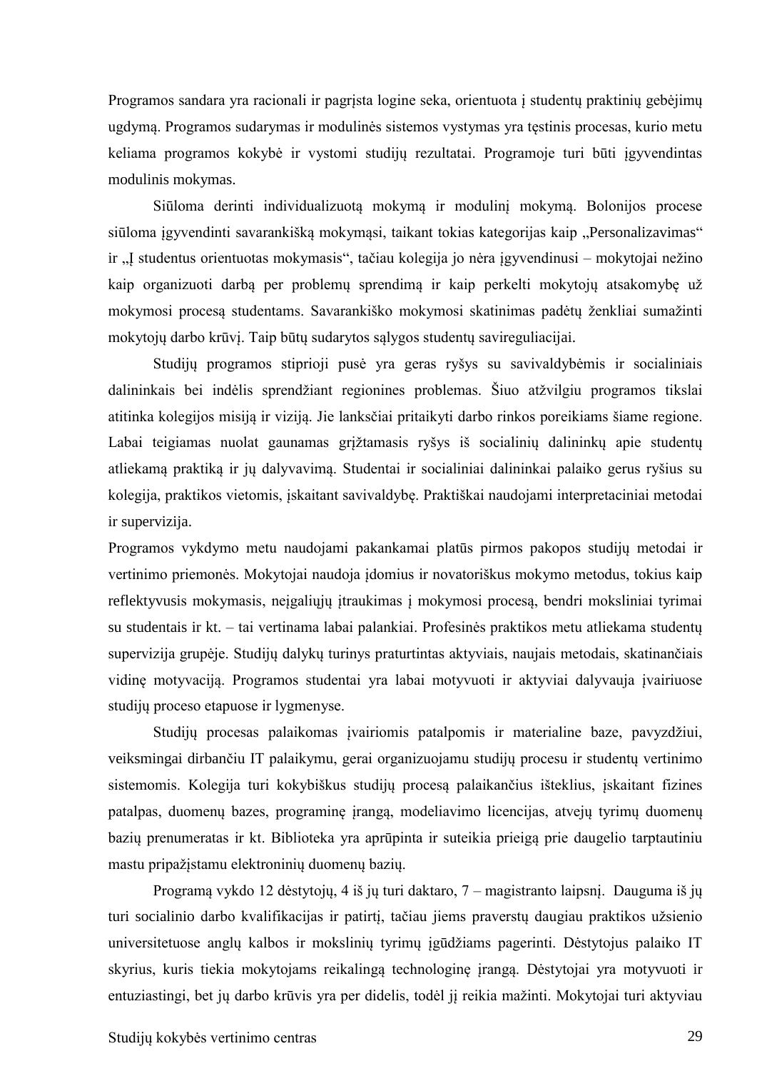Programos sandara yra racionali ir pagrįsta logine seka, orientuota į studentų praktinių gebėjimų ugdymą. Programos sudarymas ir modulinės sistemos vystymas yra tęstinis procesas, kurio metu keliama programos kokybė ir vystomi studijų rezultatai. Programoje turi būti įgyvendintas modulinis mokymas.

Siūloma derinti individualizuotą mokymą ir modulinį mokymą. Bolonijos procese siūloma įgyvendinti savarankišką mokymąsi, taikant tokias kategorijas kaip „Personalizavimas" ir „Į studentus orientuotas mokymasis", tačiau kolegija jo nėra įgyvendinusi – mokytojai nežino kaip organizuoti darbą per problemų sprendimą ir kaip perkelti mokytojų atsakomybę už mokymosi procesą studentams. Savarankiško mokymosi skatinimas padėtų ženkliai sumažinti mokytojų darbo krūvį. Taip būtų sudarytos sąlygos studentų savireguliacijai.

Studijų programos stiprioji pusė yra geras ryšys su savivaldybėmis ir socialiniais dalininkais bei indėlis sprendžiant regionines problemas. Šiuo atžvilgiu programos tikslai atitinka kolegijos misiją ir viziją. Jie lanksčiai pritaikyti darbo rinkos poreikiams šiame regione. Labai teigiamas nuolat gaunamas grįžtamasis ryšys iš socialinių dalininkų apie studentų atliekamą praktiką ir jų dalyvavimą. Studentai ir socialiniai dalininkai palaiko gerus ryšius su kolegija, praktikos vietomis, įskaitant savivaldybę. Praktiškai naudojami interpretaciniai metodai ir supervizija.

Programos vykdymo metu naudojami pakankamai platūs pirmos pakopos studijų metodai ir vertinimo priemonės. Mokytojai naudoja įdomius ir novatoriškus mokymo metodus, tokius kaip reflektyvusis mokymasis, neįgaliųjų įtraukimas į mokymosi procesą, bendri moksliniai tyrimai su studentais ir kt. – tai vertinama labai palankiai. Profesinės praktikos metu atliekama studentų supervizija grupėje. Studijų dalykų turinys praturtintas aktyviais, naujais metodais, skatinančiais vidinę motyvaciją. Programos studentai yra labai motyvuoti ir aktyviai dalyvauja įvairiuose studijų proceso etapuose ir lygmenyse.

Studijų procesas palaikomas įvairiomis patalpomis ir materialine baze, pavyzdžiui, veiksmingai dirbančiu IT palaikymu, gerai organizuojamu studijų procesu ir studentų vertinimo sistemomis. Kolegija turi kokybiškus studijų procesą palaikančius išteklius, įskaitant fizines patalpas, duomenų bazes, programinę įrangą, modeliavimo licencijas, atvejų tyrimų duomenų bazių prenumeratas ir kt. Biblioteka yra aprūpinta ir suteikia prieigą prie daugelio tarptautiniu mastu pripažįstamu elektroninių duomenų bazių.

Programą vykdo 12 dėstytojų, 4 iš jų turi daktaro, 7 – magistranto laipsnį. Dauguma iš jų turi socialinio darbo kvalifikacijas ir patirtį, tačiau jiems praverstų daugiau praktikos užsienio universitetuose anglų kalbos ir mokslinių tyrimų įgūdžiams pagerinti. Dėstytojus palaiko IT skyrius, kuris tiekia mokytojams reikalingą technologinę įrangą. Dėstytojai yra motyvuoti ir entuziastingi, bet jų darbo krūvis yra per didelis, todėl jį reikia mažinti. Mokytojai turi aktyviau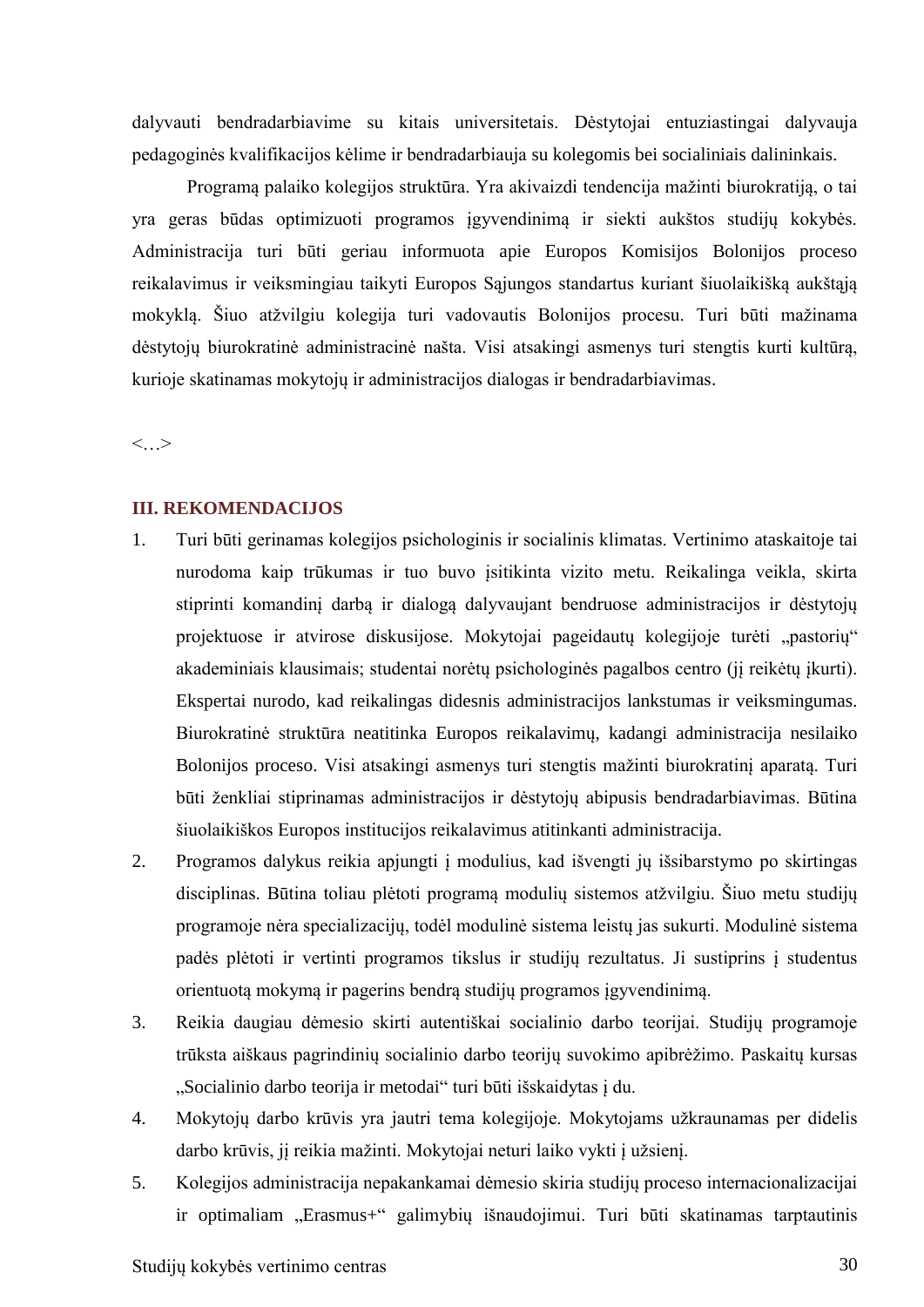dalyvauti bendradarbiavime su kitais universitetais. Dėstytojai entuziastingai dalyvauja pedagoginės kvalifikacijos kėlime ir bendradarbiauja su kolegomis bei socialiniais dalininkais.

Programą palaiko kolegijos struktūra. Yra akivaizdi tendencija mažinti biurokratiją, o tai yra geras būdas optimizuoti programos įgyvendinimą ir siekti aukštos studijų kokybės. Administracija turi būti geriau informuota apie Europos Komisijos Bolonijos proceso reikalavimus ir veiksmingiau taikyti Europos Sąjungos standartus kuriant šiuolaikišką aukštąją mokyklą. Šiuo atžvilgiu kolegija turi vadovautis Bolonijos procesu. Turi būti mažinama dėstytojų biurokratinė administracinė našta. Visi atsakingi asmenys turi stengtis kurti kultūrą, kurioje skatinamas mokytojų ir administracijos dialogas ir bendradarbiavimas.

<…>

## III. REKOMENDACIJOS

1. Turi būti gerinamas kolegijos psichologinis ir socialinis klimatas. Vertinimo ataskaitoje tai nurodoma kaip trūkumas ir tuo buvo įsitikinta vizito metu. Reikalinga veikla, skirta stiprinti komandinį darbą ir dialogą dalyvaujant bendruose administracijos ir dėstytojų projektuose ir atvirose diskusijose. Mokytojai pageidautų kolegijoje turėti „pastorių" akademiniais klausimais; studentai norėtų psichologinės pagalbos centro (jį reikėtų įkurti). Ekspertai nurodo, kad reikalingas didesnis administracijos lankstumas ir veiksmingumas. Biurokratinė struktūra neatitinka Europos reikalavimų, kadangi administracija nesilaiko Bolonijos proceso. Visi atsakingi asmenys turi stengtis mažinti biurokratinį aparatą. Turi būti ženkliai stiprinamas administracijos ir dėstytojų abipusis bendradarbiavimas. Būtina šiuolaikiškos Europos institucijos reikalavimus atitinkanti administracija.
2. Programos dalykus reikia apjungti į modulius, kad išvengti jų išsibarstymo po skirtingas disciplinas. Būtina toliau plėtoti programą modulių sistemos atžvilgiu. Šiuo metu studijų programoje nėra specializacijų, todėl modulinė sistema leistų jas sukurti. Modulinė sistema padės plėtoti ir vertinti programos tikslus ir studijų rezultatus. Ji sustiprins į studentus orientuotą mokymą ir pagerins bendrą studijų programos įgyvendinimą.
3. Reikia daugiau dėmesio skirti autentiškai socialinio darbo teorijai. Studijų programoje trūksta aiškaus pagrindinių socialinio darbo teorijų suvokimo apibrėžimo. Paskaitų kursas „Socialinio darbo teorija ir metodai" turi būti išskaidytas į du.
4. Mokytojų darbo krūvis yra jautri tema kolegijoje. Mokytojams užkraunamas per didelis darbo krūvis, jį reikia mažinti. Mokytojai neturi laiko vykti į užsienį.
5. Kolegijos administracija nepakankamai dėmesio skiria studijų proceso internacionalizacijai ir optimaliam „Erasmus+" galimybių išnaudojimui. Turi būti skatinamas tarptautinis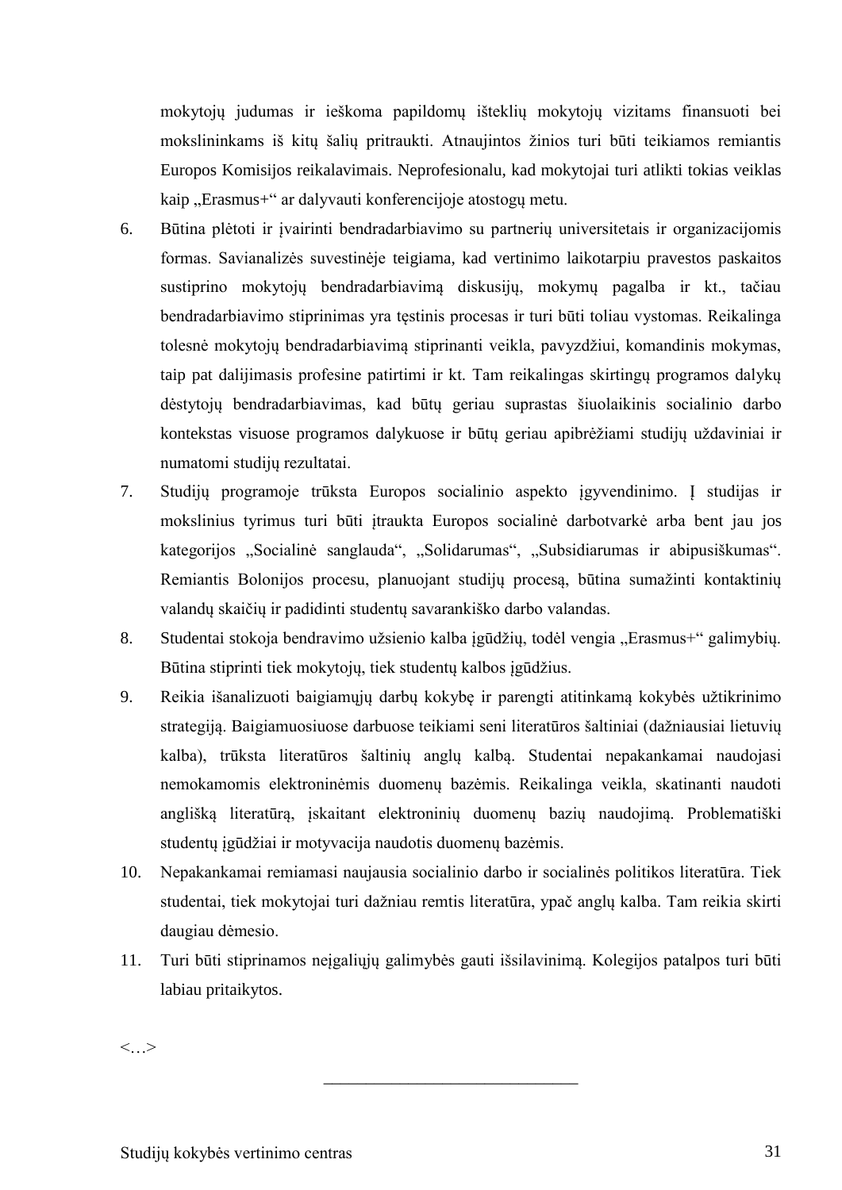mokytojų judumas ir ieškoma papildomų išteklių mokytojų vizitams finansuoti bei mokslininkams iš kitų šalių pritraukti. Atnaujintos žinios turi būti teikiamos remiantis Europos Komisijos reikalavimais. Neprofesionalu, kad mokytojai turi atlikti tokias veiklas kaip „Erasmus+“ ar dalyvauti konferencijoje atostogų metu.

6. Būtina plėtoti ir įvairinti bendradarbiavimo su partnerių universitetais ir organizacijomis formas. Savianalizės suvestinėje teigiama, kad vertinimo laikotarpiu pravestos paskaitos sustiprino mokytojų bendradarbiavimą diskusijų, mokymų pagalba ir kt., tačiau bendradarbiavimo stiprinimas yra tęstinis procesas ir turi būti toliau vystomas. Reikalinga tolesnė mokytojų bendradarbiavimą stiprinanti veikla, pavyzdžiui, komandinis mokymas, taip pat dalijimasis profesine patirtimi ir kt. Tam reikalingas skirtingų programos dalykų dėstytojų bendradarbiavimas, kad būtų geriau suprastas šiuolaikinis socialinio darbo kontekstas visuose programos dalykuose ir būtų geriau apibrėžiami studijų uždaviniai ir numatomi studijų rezultatai.
7. Studijų programoje trūksta Europos socialinio aspekto įgyvendinimo. Į studijas ir mokslinius tyrimus turi būti įtraukta Europos socialinė darbotvarkė arba bent jau jos kategorijos „Socialinė sanglauda“, „Solidarumas“, „Subsidiarumas ir abipusiškumas“. Remiantis Bolonijos procesu, planuojant studijų procesą, būtina sumažinti kontaktinių valandų skaičių ir padidinti studentų savarankiško darbo valandas.
8. Studentai stokoja bendravimo užsienio kalba įgūdžių, todėl vengia „Erasmus+“ galimybių. Būtina stiprinti tiek mokytojų, tiek studentų kalbos įgūdžius.
9. Reikia išanalizuoti baigiamųjų darbų kokybę ir parengti atitinkamą kokybės užtikrinimo strategiją. Baigiamuosiuose darbuose teikiami seni literatūros šaltiniai (dažniausiai lietuvių kalba), trūksta literatūros šaltinių anglų kalbą. Studentai nepakankamai naudojasi nemokamomis elektroninėmis duomenų bazėmis. Reikalinga veikla, skatinanti naudoti anglišką literatūrą, įskaitant elektroninių duomenų bazių naudojimą. Problematiški studentų įgūdžiai ir motyvacija naudotis duomenų bazėmis.
10. Nepakankamai remiamasi naujausia socialinio darbo ir socialinės politikos literatūra. Tiek studentai, tiek mokytojai turi dažniau remtis literatūra, ypač anglų kalba. Tam reikia skirti daugiau dėmesio.
11. Turi būti stiprinamos neįgaliųjų galimybės gauti išsilavinimą. Kolegijos patalpos turi būti labiau pritaikytos.

<…>

______________________________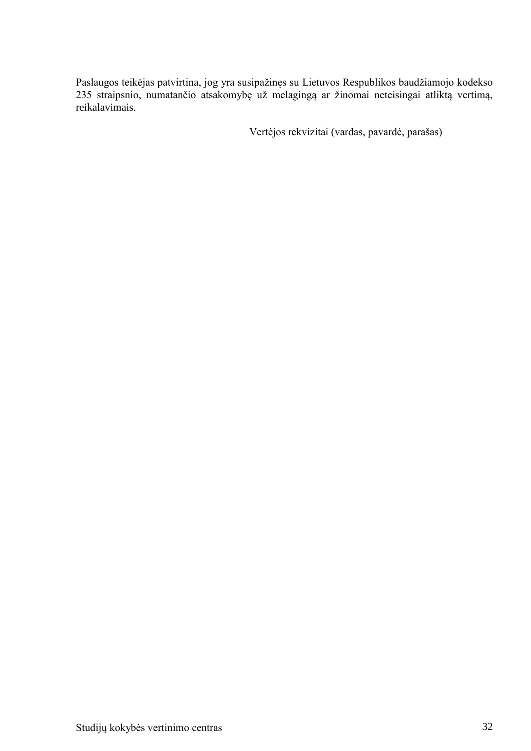Paslaugos teikėjas patvirtina, jog yra susipažinęs su Lietuvos Respublikos baudžiamojo kodekso 235 straipsnio, numatančio atsakomybę už melagingą ar žinomai neteisingai atliktą vertimą, reikalavimais.

Vertėjos rekvizitai (vardas, pavardė, parašas)